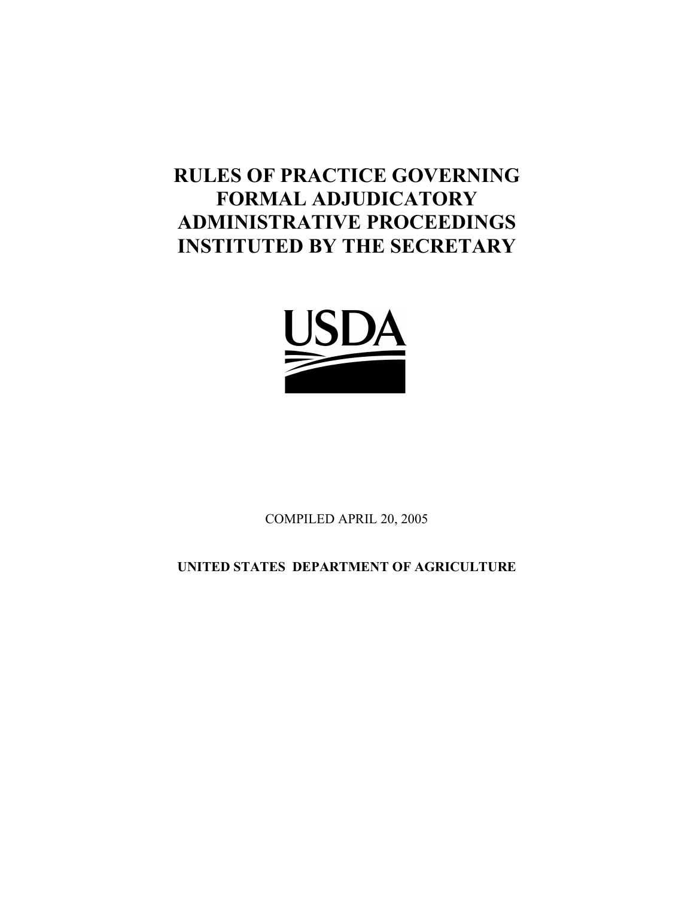# RULES OF PRACTICE GOVERNING FORMAL ADJUDICATORY ADMINISTRATIVE PROCEEDINGS INSTITUTED BY THE SECRETARY

USDA

COMPILED APRIL 20, 2005

**UNITED STATES DEPARTMENT OF AGRICULTURE**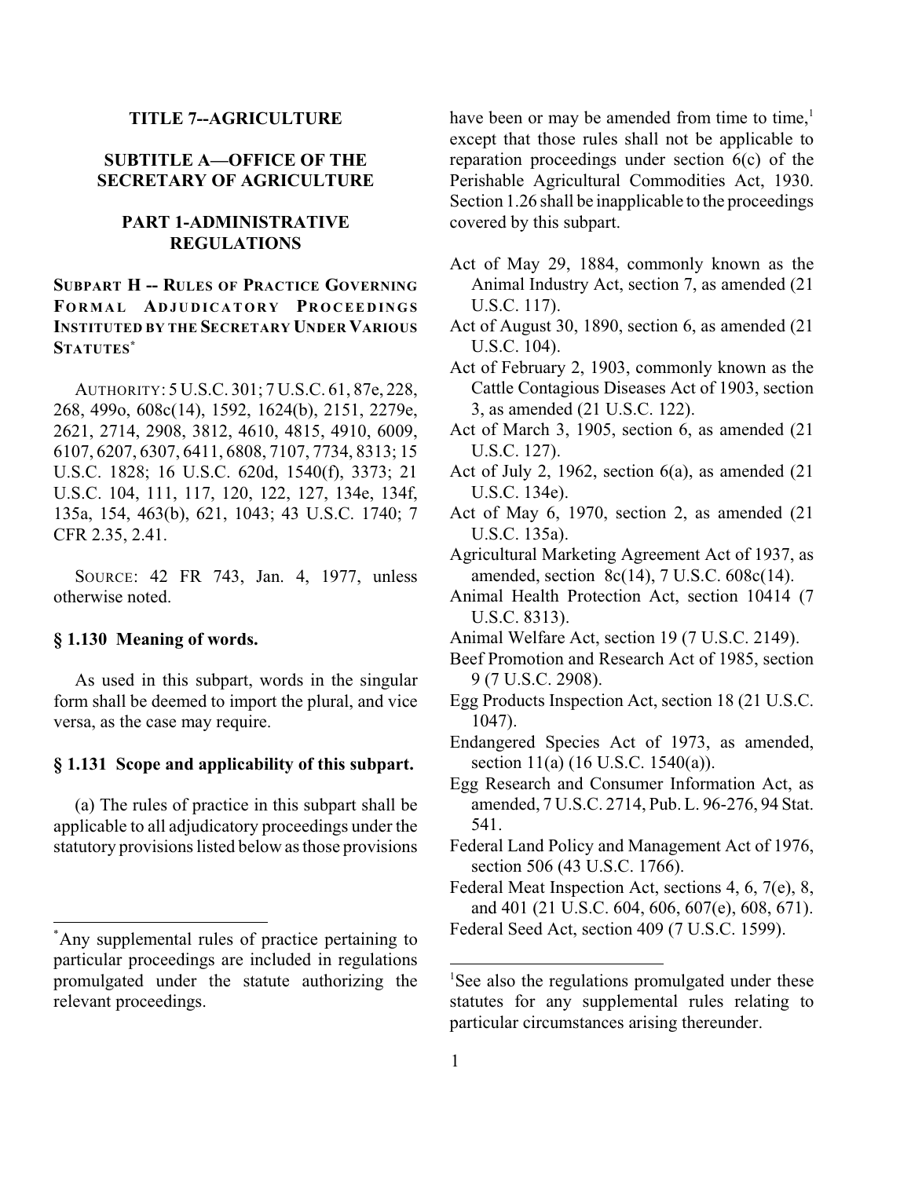# TITLE 7--AGRICULTURE

## SUBTITLE A—OFFICE OF THE SECRETARY OF AGRICULTURE

## PART 1-ADMINISTRATIVE REGULATIONS

### SUBPART H -- RULES OF PRACTICE GOVERNING FORMAL ADJUDICATORY PROCEEDINGS INSTITUTED BY THE SECRETARY UNDER VARIOUS STATUTES*

AUTHORITY: 5 U.S.C. 301; 7 U.S.C. 61, 87e, 228, 268, 499o, 608c(14), 1592, 1624(b), 2151, 2279e, 2621, 2714, 2908, 3812, 4610, 4815, 4910, 6009, 6107, 6207, 6307, 6411, 6808, 7107, 7734, 8313; 15 U.S.C. 1828; 16 U.S.C. 620d, 1540(f), 3373; 21 U.S.C. 104, 111, 117, 120, 122, 127, 134e, 134f, 135a, 154, 463(b), 621, 1043; 43 U.S.C. 1740; 7 CFR 2.35, 2.41.

SOURCE: 42 FR 743, Jan. 4, 1977, unless otherwise noted.

#### § 1.130 Meaning of words.

As used in this subpart, words in the singular form shall be deemed to import the plural, and vice versa, as the case may require.

#### § 1.131 Scope and applicability of this subpart.

(a) The rules of practice in this subpart shall be applicable to all adjudicatory proceedings under the statutory provisions listed below as those provisions have been or may be amended from time to time,[1] except that those rules shall not be applicable to reparation proceedings under section 6(c) of the Perishable Agricultural Commodities Act, 1930. Section 1.26 shall be inapplicable to the proceedings covered by this subpart.

- Act of May 29, 1884, commonly known as the Animal Industry Act, section 7, as amended (21 U.S.C. 117).
- Act of August 30, 1890, section 6, as amended (21 U.S.C. 104).
- Act of February 2, 1903, commonly known as the Cattle Contagious Diseases Act of 1903, section 3, as amended (21 U.S.C. 122).
- Act of March 3, 1905, section 6, as amended (21 U.S.C. 127).
- Act of July 2, 1962, section 6(a), as amended (21 U.S.C. 134e).
- Act of May 6, 1970, section 2, as amended (21 U.S.C. 135a).
- Agricultural Marketing Agreement Act of 1937, as amended, section 8c(14), 7 U.S.C. 608c(14).
- Animal Health Protection Act, section 10414 (7 U.S.C. 8313).
- Animal Welfare Act, section 19 (7 U.S.C. 2149).
- Beef Promotion and Research Act of 1985, section 9 (7 U.S.C. 2908).
- Egg Products Inspection Act, section 18 (21 U.S.C. 1047).
- Endangered Species Act of 1973, as amended, section 11(a) (16 U.S.C. 1540(a)).
- Egg Research and Consumer Information Act, as amended, 7 U.S.C. 2714, Pub. L. 96-276, 94 Stat. 541.
- Federal Land Policy and Management Act of 1976, section 506 (43 U.S.C. 1766).
- Federal Meat Inspection Act, sections 4, 6, 7(e), 8, and 401 (21 U.S.C. 604, 606, 607(e), 608, 671).
- Federal Seed Act, section 409 (7 U.S.C. 1599).

---

* Any supplemental rules of practice pertaining to particular proceedings are included in regulations promulgated under the statute authorizing the relevant proceedings.

[1] See also the regulations promulgated under these statutes for any supplemental rules relating to particular circumstances arising thereunder.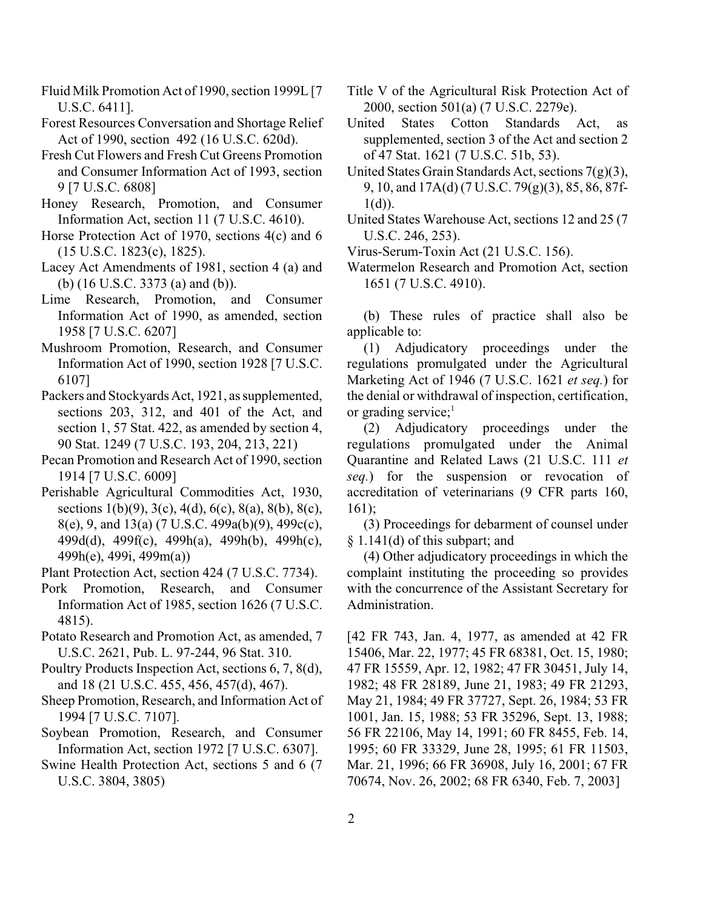Fluid Milk Promotion Act of 1990, section 1999L [7 U.S.C. 6411].

Forest Resources Conversation and Shortage Relief Act of 1990, section 492 (16 U.S.C. 620d).

Fresh Cut Flowers and Fresh Cut Greens Promotion and Consumer Information Act of 1993, section 9 [7 U.S.C. 6808]

Honey Research, Promotion, and Consumer Information Act, section 11 (7 U.S.C. 4610).

Horse Protection Act of 1970, sections 4(c) and 6 (15 U.S.C. 1823(c), 1825).

Lacey Act Amendments of 1981, section 4 (a) and (b) (16 U.S.C. 3373 (a) and (b)).

Lime Research, Promotion, and Consumer Information Act of 1990, as amended, section 1958 [7 U.S.C. 6207]

Mushroom Promotion, Research, and Consumer Information Act of 1990, section 1928 [7 U.S.C. 6107]

Packers and Stockyards Act, 1921, as supplemented, sections 203, 312, and 401 of the Act, and section 1, 57 Stat. 422, as amended by section 4, 90 Stat. 1249 (7 U.S.C. 193, 204, 213, 221)

Pecan Promotion and Research Act of 1990, section 1914 [7 U.S.C. 6009]

Perishable Agricultural Commodities Act, 1930, sections 1(b)(9), 3(c), 4(d), 6(c), 8(a), 8(b), 8(c), 8(e), 9, and 13(a) (7 U.S.C. 499a(b)(9), 499c(c), 499d(d), 499f(c), 499h(a), 499h(b), 499h(c), 499h(e), 499i, 499m(a))

Plant Protection Act, section 424 (7 U.S.C. 7734).

Pork Promotion, Research, and Consumer Information Act of 1985, section 1626 (7 U.S.C. 4815).

Potato Research and Promotion Act, as amended, 7 U.S.C. 2621, Pub. L. 97-244, 96 Stat. 310.

Poultry Products Inspection Act, sections 6, 7, 8(d), and 18 (21 U.S.C. 455, 456, 457(d), 467).

Sheep Promotion, Research, and Information Act of 1994 [7 U.S.C. 7107].

Soybean Promotion, Research, and Consumer Information Act, section 1972 [7 U.S.C. 6307].

Swine Health Protection Act, sections 5 and 6 (7 U.S.C. 3804, 3805)

Title V of the Agricultural Risk Protection Act of 2000, section 501(a) (7 U.S.C. 2279e).

United States Cotton Standards Act, as supplemented, section 3 of the Act and section 2 of 47 Stat. 1621 (7 U.S.C. 51b, 53).

United States Grain Standards Act, sections 7(g)(3), 9, 10, and 17A(d) (7 U.S.C. 79(g)(3), 85, 86, 87f-1(d)).

United States Warehouse Act, sections 12 and 25 (7 U.S.C. 246, 253).

Virus-Serum-Toxin Act (21 U.S.C. 156).

Watermelon Research and Promotion Act, section 1651 (7 U.S.C. 4910).

(b) These rules of practice shall also be applicable to:

(1) Adjudicatory proceedings under the regulations promulgated under the Agricultural Marketing Act of 1946 (7 U.S.C. 1621 *et seq.*) for the denial or withdrawal of inspection, certification, or grading service;[1]

(2) Adjudicatory proceedings under the regulations promulgated under the Animal Quarantine and Related Laws (21 U.S.C. 111 *et seq.*) for the suspension or revocation of accreditation of veterinarians (9 CFR parts 160, 161);

(3) Proceedings for debarment of counsel under § 1.141(d) of this subpart; and

(4) Other adjudicatory proceedings in which the complaint instituting the proceeding so provides with the concurrence of the Assistant Secretary for Administration.

[42 FR 743, Jan. 4, 1977, as amended at 42 FR 15406, Mar. 22, 1977; 45 FR 68381, Oct. 15, 1980; 47 FR 15559, Apr. 12, 1982; 47 FR 30451, July 14, 1982; 48 FR 28189, June 21, 1983; 49 FR 21293, May 21, 1984; 49 FR 37727, Sept. 26, 1984; 53 FR 1001, Jan. 15, 1988; 53 FR 35296, Sept. 13, 1988; 56 FR 22106, May 14, 1991; 60 FR 8455, Feb. 14, 1995; 60 FR 33329, June 28, 1995; 61 FR 11503, Mar. 21, 1996; 66 FR 36908, July 16, 2001; 67 FR 70674, Nov. 26, 2002; 68 FR 6340, Feb. 7, 2003]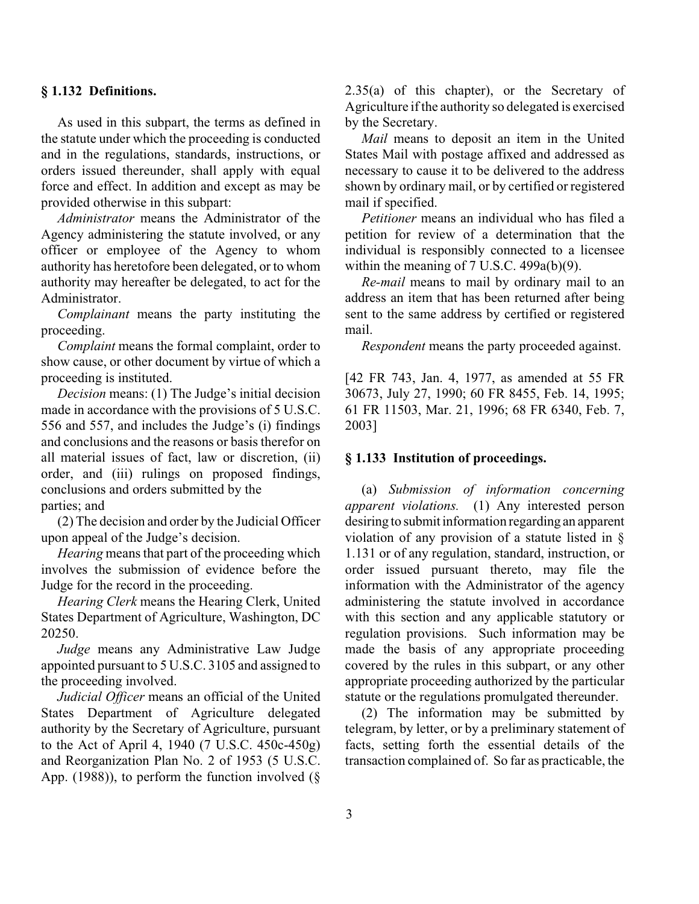### § 1.132 Definitions.

As used in this subpart, the terms as defined in the statute under which the proceeding is conducted and in the regulations, standards, instructions, or orders issued thereunder, shall apply with equal force and effect. In addition and except as may be provided otherwise in this subpart:

*Administrator* means the Administrator of the Agency administering the statute involved, or any officer or employee of the Agency to whom authority has heretofore been delegated, or to whom authority may hereafter be delegated, to act for the Administrator.

*Complainant* means the party instituting the proceeding.

*Complaint* means the formal complaint, order to show cause, or other document by virtue of which a proceeding is instituted.

*Decision* means: (1) The Judge's initial decision made in accordance with the provisions of 5 U.S.C. 556 and 557, and includes the Judge's (i) findings and conclusions and the reasons or basis therefor on all material issues of fact, law or discretion, (ii) order, and (iii) rulings on proposed findings, conclusions and orders submitted by the parties; and

(2) The decision and order by the Judicial Officer upon appeal of the Judge's decision.

*Hearing* means that part of the proceeding which involves the submission of evidence before the Judge for the record in the proceeding.

*Hearing Clerk* means the Hearing Clerk, United States Department of Agriculture, Washington, DC 20250.

*Judge* means any Administrative Law Judge appointed pursuant to 5 U.S.C. 3105 and assigned to the proceeding involved.

*Judicial Officer* means an official of the United States Department of Agriculture delegated authority by the Secretary of Agriculture, pursuant to the Act of April 4, 1940 (7 U.S.C. 450c-450g) and Reorganization Plan No. 2 of 1953 (5 U.S.C. App. (1988)), to perform the function involved (§ 2.35(a) of this chapter), or the Secretary of Agriculture if the authority so delegated is exercised by the Secretary.

*Mail* means to deposit an item in the United States Mail with postage affixed and addressed as necessary to cause it to be delivered to the address shown by ordinary mail, or by certified or registered mail if specified.

*Petitioner* means an individual who has filed a petition for review of a determination that the individual is responsibly connected to a licensee within the meaning of 7 U.S.C. 499a(b)(9).

*Re-mail* means to mail by ordinary mail to an address an item that has been returned after being sent to the same address by certified or registered mail.

*Respondent* means the party proceeded against.

[42 FR 743, Jan. 4, 1977, as amended at 55 FR 30673, July 27, 1990; 60 FR 8455, Feb. 14, 1995; 61 FR 11503, Mar. 21, 1996; 68 FR 6340, Feb. 7, 2003]

### § 1.133 Institution of proceedings.

(a) *Submission of information concerning apparent violations.* (1) Any interested person desiring to submit information regarding an apparent violation of any provision of a statute listed in § 1.131 or of any regulation, standard, instruction, or order issued pursuant thereto, may file the information with the Administrator of the agency administering the statute involved in accordance with this section and any applicable statutory or regulation provisions. Such information may be made the basis of any appropriate proceeding covered by the rules in this subpart, or any other appropriate proceeding authorized by the particular statute or the regulations promulgated thereunder.

(2) The information may be submitted by telegram, by letter, or by a preliminary statement of facts, setting forth the essential details of the transaction complained of. So far as practicable, the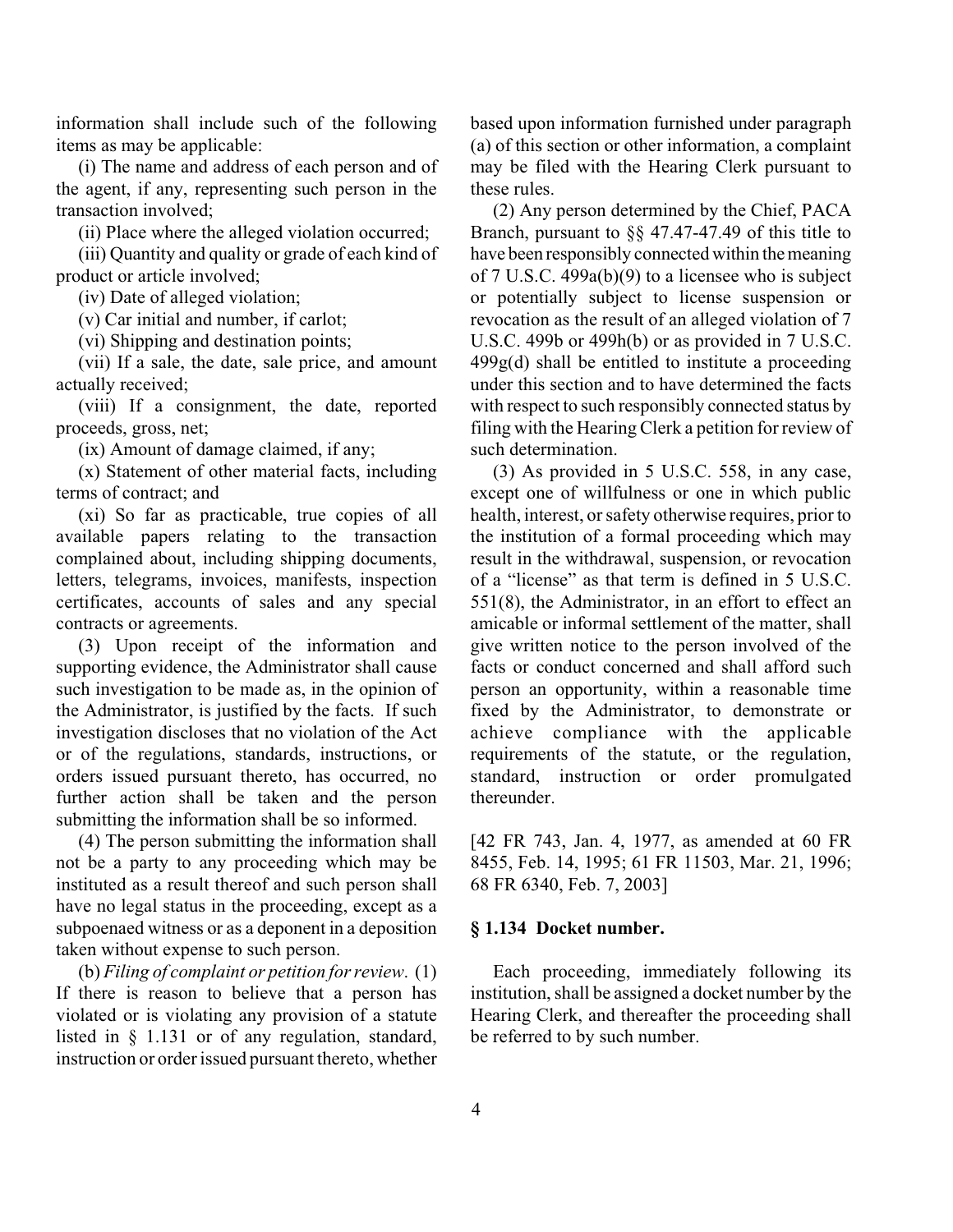information shall include such of the following items as may be applicable:

(i) The name and address of each person and of the agent, if any, representing such person in the transaction involved;

(ii) Place where the alleged violation occurred;

(iii) Quantity and quality or grade of each kind of product or article involved;

(iv) Date of alleged violation;

(v) Car initial and number, if carlot;

(vi) Shipping and destination points;

(vii) If a sale, the date, sale price, and amount actually received;

(viii) If a consignment, the date, reported proceeds, gross, net;

(ix) Amount of damage claimed, if any;

(x) Statement of other material facts, including terms of contract; and

(xi) So far as practicable, true copies of all available papers relating to the transaction complained about, including shipping documents, letters, telegrams, invoices, manifests, inspection certificates, accounts of sales and any special contracts or agreements.

(3) Upon receipt of the information and supporting evidence, the Administrator shall cause such investigation to be made as, in the opinion of the Administrator, is justified by the facts. If such investigation discloses that no violation of the Act or of the regulations, standards, instructions, or orders issued pursuant thereto, has occurred, no further action shall be taken and the person submitting the information shall be so informed.

(4) The person submitting the information shall not be a party to any proceeding which may be instituted as a result thereof and such person shall have no legal status in the proceeding, except as a subpoenaed witness or as a deponent in a deposition taken without expense to such person.

(b) *Filing of complaint or petition for review.* (1) If there is reason to believe that a person has violated or is violating any provision of a statute listed in § 1.131 or of any regulation, standard, instruction or order issued pursuant thereto, whether based upon information furnished under paragraph (a) of this section or other information, a complaint may be filed with the Hearing Clerk pursuant to these rules.

(2) Any person determined by the Chief, PACA Branch, pursuant to §§ 47.47-47.49 of this title to have been responsibly connected within the meaning of 7 U.S.C. 499a(b)(9) to a licensee who is subject or potentially subject to license suspension or revocation as the result of an alleged violation of 7 U.S.C. 499b or 499h(b) or as provided in 7 U.S.C. 499g(d) shall be entitled to institute a proceeding under this section and to have determined the facts with respect to such responsibly connected status by filing with the Hearing Clerk a petition for review of such determination.

(3) As provided in 5 U.S.C. 558, in any case, except one of willfulness or one in which public health, interest, or safety otherwise requires, prior to the institution of a formal proceeding which may result in the withdrawal, suspension, or revocation of a "license" as that term is defined in 5 U.S.C. 551(8), the Administrator, in an effort to effect an amicable or informal settlement of the matter, shall give written notice to the person involved of the facts or conduct concerned and shall afford such person an opportunity, within a reasonable time fixed by the Administrator, to demonstrate or achieve compliance with the applicable requirements of the statute, or the regulation, standard, instruction or order promulgated thereunder.

[42 FR 743, Jan. 4, 1977, as amended at 60 FR 8455, Feb. 14, 1995; 61 FR 11503, Mar. 21, 1996; 68 FR 6340, Feb. 7, 2003]

### § 1.134 Docket number.

Each proceeding, immediately following its institution, shall be assigned a docket number by the Hearing Clerk, and thereafter the proceeding shall be referred to by such number.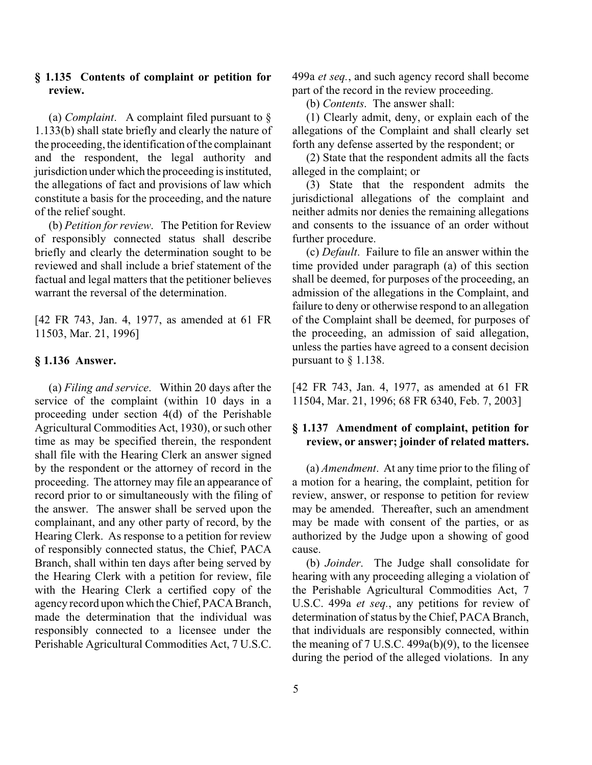### § 1.135 Contents of complaint or petition for review.

(a) *Complaint*. A complaint filed pursuant to § 1.133(b) shall state briefly and clearly the nature of the proceeding, the identification of the complainant and the respondent, the legal authority and jurisdiction under which the proceeding is instituted, the allegations of fact and provisions of law which constitute a basis for the proceeding, and the nature of the relief sought.

(b) *Petition for review*. The Petition for Review of responsibly connected status shall describe briefly and clearly the determination sought to be reviewed and shall include a brief statement of the factual and legal matters that the petitioner believes warrant the reversal of the determination.

[42 FR 743, Jan. 4, 1977, as amended at 61 FR 11503, Mar. 21, 1996]

### § 1.136 Answer.

(a) *Filing and service*. Within 20 days after the service of the complaint (within 10 days in a proceeding under section 4(d) of the Perishable Agricultural Commodities Act, 1930), or such other time as may be specified therein, the respondent shall file with the Hearing Clerk an answer signed by the respondent or the attorney of record in the proceeding. The attorney may file an appearance of record prior to or simultaneously with the filing of the answer. The answer shall be served upon the complainant, and any other party of record, by the Hearing Clerk. As response to a petition for review of responsibly connected status, the Chief, PACA Branch, shall within ten days after being served by the Hearing Clerk with a petition for review, file with the Hearing Clerk a certified copy of the agency record upon which the Chief, PACA Branch, made the determination that the individual was responsibly connected to a licensee under the Perishable Agricultural Commodities Act, 7 U.S.C. 499a *et seq.*, and such agency record shall become part of the record in the review proceeding.

(b) *Contents*. The answer shall:

(1) Clearly admit, deny, or explain each of the allegations of the Complaint and shall clearly set forth any defense asserted by the respondent; or

(2) State that the respondent admits all the facts alleged in the complaint; or

(3) State that the respondent admits the jurisdictional allegations of the complaint and neither admits nor denies the remaining allegations and consents to the issuance of an order without further procedure.

(c) *Default*. Failure to file an answer within the time provided under paragraph (a) of this section shall be deemed, for purposes of the proceeding, an admission of the allegations in the Complaint, and failure to deny or otherwise respond to an allegation of the Complaint shall be deemed, for purposes of the proceeding, an admission of said allegation, unless the parties have agreed to a consent decision pursuant to § 1.138.

[42 FR 743, Jan. 4, 1977, as amended at 61 FR 11504, Mar. 21, 1996; 68 FR 6340, Feb. 7, 2003]

### § 1.137 Amendment of complaint, petition for review, or answer; joinder of related matters.

(a) *Amendment*. At any time prior to the filing of a motion for a hearing, the complaint, petition for review, answer, or response to petition for review may be amended. Thereafter, such an amendment may be made with consent of the parties, or as authorized by the Judge upon a showing of good cause.

(b) *Joinder*. The Judge shall consolidate for hearing with any proceeding alleging a violation of the Perishable Agricultural Commodities Act, 7 U.S.C. 499a *et seq.*, any petitions for review of determination of status by the Chief, PACA Branch, that individuals are responsibly connected, within the meaning of 7 U.S.C. 499a(b)(9), to the licensee during the period of the alleged violations. In any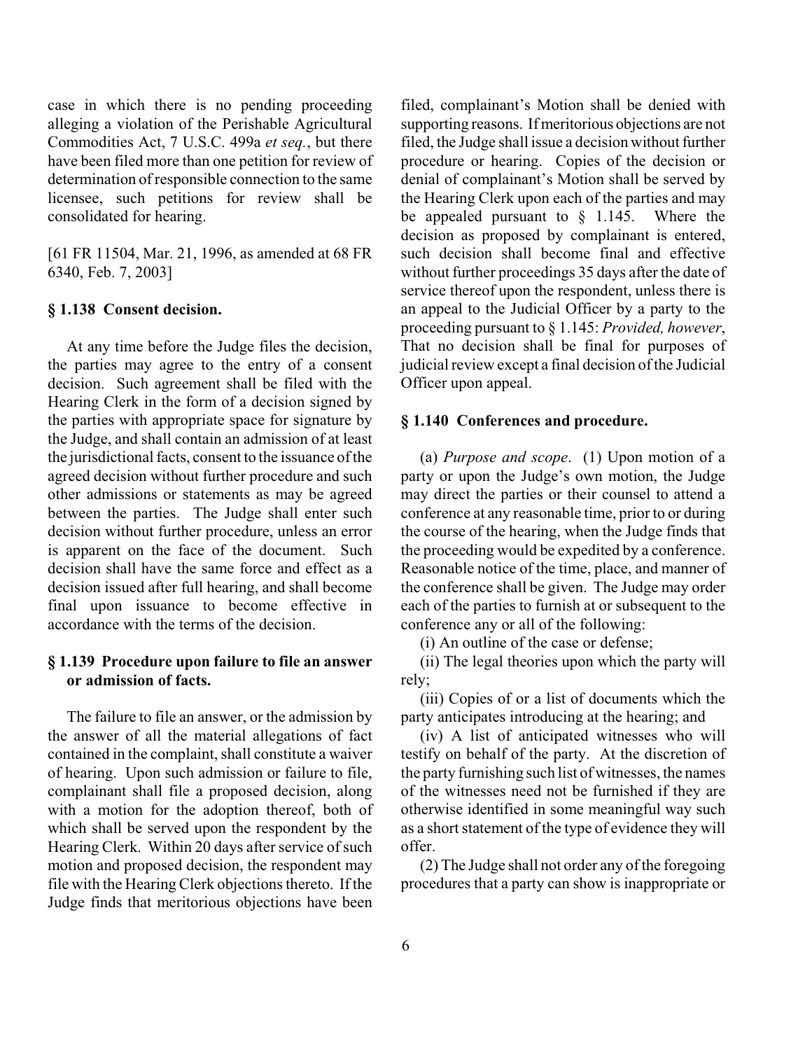case in which there is no pending proceeding alleging a violation of the Perishable Agricultural Commodities Act, 7 U.S.C. 499a *et seq.*, but there have been filed more than one petition for review of determination of responsible connection to the same licensee, such petitions for review shall be consolidated for hearing.

[61 FR 11504, Mar. 21, 1996, as amended at 68 FR 6340, Feb. 7, 2003]

### § 1.138 Consent decision.

At any time before the Judge files the decision, the parties may agree to the entry of a consent decision. Such agreement shall be filed with the Hearing Clerk in the form of a decision signed by the parties with appropriate space for signature by the Judge, and shall contain an admission of at least the jurisdictional facts, consent to the issuance of the agreed decision without further procedure and such other admissions or statements as may be agreed between the parties. The Judge shall enter such decision without further procedure, unless an error is apparent on the face of the document. Such decision shall have the same force and effect as a decision issued after full hearing, and shall become final upon issuance to become effective in accordance with the terms of the decision.

### § 1.139 Procedure upon failure to file an answer or admission of facts.

The failure to file an answer, or the admission by the answer of all the material allegations of fact contained in the complaint, shall constitute a waiver of hearing. Upon such admission or failure to file, complainant shall file a proposed decision, along with a motion for the adoption thereof, both of which shall be served upon the respondent by the Hearing Clerk. Within 20 days after service of such motion and proposed decision, the respondent may file with the Hearing Clerk objections thereto. If the Judge finds that meritorious objections have been filed, complainant's Motion shall be denied with supporting reasons. If meritorious objections are not filed, the Judge shall issue a decision without further procedure or hearing. Copies of the decision or denial of complainant's Motion shall be served by the Hearing Clerk upon each of the parties and may be appealed pursuant to § 1.145. Where the decision as proposed by complainant is entered, such decision shall become final and effective without further proceedings 35 days after the date of service thereof upon the respondent, unless there is an appeal to the Judicial Officer by a party to the proceeding pursuant to § 1.145: *Provided, however*, That no decision shall be final for purposes of judicial review except a final decision of the Judicial Officer upon appeal.

### § 1.140 Conferences and procedure.

(a) *Purpose and scope*. (1) Upon motion of a party or upon the Judge's own motion, the Judge may direct the parties or their counsel to attend a conference at any reasonable time, prior to or during the course of the hearing, when the Judge finds that the proceeding would be expedited by a conference. Reasonable notice of the time, place, and manner of the conference shall be given. The Judge may order each of the parties to furnish at or subsequent to the conference any or all of the following:

(i) An outline of the case or defense;

(ii) The legal theories upon which the party will rely;

(iii) Copies of or a list of documents which the party anticipates introducing at the hearing; and

(iv) A list of anticipated witnesses who will testify on behalf of the party. At the discretion of the party furnishing such list of witnesses, the names of the witnesses need not be furnished if they are otherwise identified in some meaningful way such as a short statement of the type of evidence they will offer.

(2) The Judge shall not order any of the foregoing procedures that a party can show is inappropriate or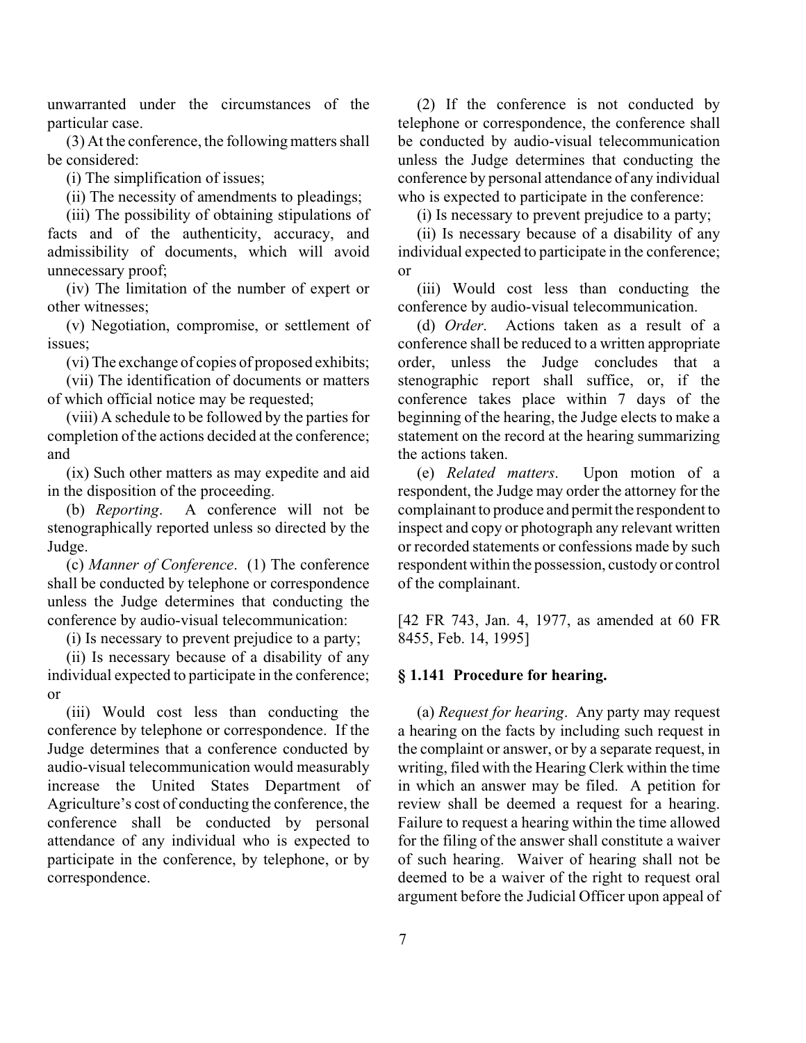unwarranted under the circumstances of the particular case.

(3) At the conference, the following matters shall be considered:

(i) The simplification of issues;

(ii) The necessity of amendments to pleadings;

(iii) The possibility of obtaining stipulations of facts and of the authenticity, accuracy, and admissibility of documents, which will avoid unnecessary proof;

(iv) The limitation of the number of expert or other witnesses;

(v) Negotiation, compromise, or settlement of issues;

(vi) The exchange of copies of proposed exhibits;

(vii) The identification of documents or matters of which official notice may be requested;

(viii) A schedule to be followed by the parties for completion of the actions decided at the conference; and

(ix) Such other matters as may expedite and aid in the disposition of the proceeding.

(b) *Reporting*. A conference will not be stenographically reported unless so directed by the Judge.

(c) *Manner of Conference*. (1) The conference shall be conducted by telephone or correspondence unless the Judge determines that conducting the conference by audio-visual telecommunication:

(i) Is necessary to prevent prejudice to a party;

(ii) Is necessary because of a disability of any individual expected to participate in the conference; or

(iii) Would cost less than conducting the conference by telephone or correspondence. If the Judge determines that a conference conducted by audio-visual telecommunication would measurably increase the United States Department of Agriculture's cost of conducting the conference, the conference shall be conducted by personal attendance of any individual who is expected to participate in the conference, by telephone, or by correspondence.

(2) If the conference is not conducted by telephone or correspondence, the conference shall be conducted by audio-visual telecommunication unless the Judge determines that conducting the conference by personal attendance of any individual who is expected to participate in the conference:

(i) Is necessary to prevent prejudice to a party;

(ii) Is necessary because of a disability of any individual expected to participate in the conference; or

(iii) Would cost less than conducting the conference by audio-visual telecommunication.

(d) *Order*. Actions taken as a result of a conference shall be reduced to a written appropriate order, unless the Judge concludes that a stenographic report shall suffice, or, if the conference takes place within 7 days of the beginning of the hearing, the Judge elects to make a statement on the record at the hearing summarizing the actions taken.

(e) *Related matters*. Upon motion of a respondent, the Judge may order the attorney for the complainant to produce and permit the respondent to inspect and copy or photograph any relevant written or recorded statements or confessions made by such respondent within the possession, custody or control of the complainant.

[42 FR 743, Jan. 4, 1977, as amended at 60 FR 8455, Feb. 14, 1995]

### § 1.141 Procedure for hearing.

(a) *Request for hearing*. Any party may request a hearing on the facts by including such request in the complaint or answer, or by a separate request, in writing, filed with the Hearing Clerk within the time in which an answer may be filed. A petition for review shall be deemed a request for a hearing. Failure to request a hearing within the time allowed for the filing of the answer shall constitute a waiver of such hearing. Waiver of hearing shall not be deemed to be a waiver of the right to request oral argument before the Judicial Officer upon appeal of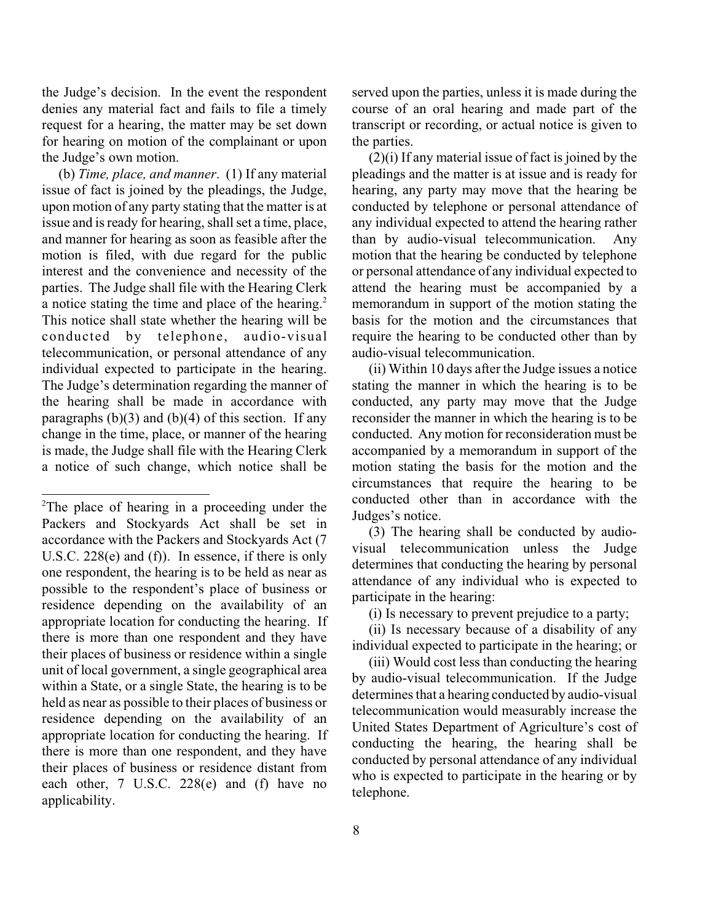the Judge's decision. In the event the respondent denies any material fact and fails to file a timely request for a hearing, the matter may be set down for hearing on motion of the complainant or upon the Judge's own motion.

(b) *Time, place, and manner*. (1) If any material issue of fact is joined by the pleadings, the Judge, upon motion of any party stating that the matter is at issue and is ready for hearing, shall set a time, place, and manner for hearing as soon as feasible after the motion is filed, with due regard for the public interest and the convenience and necessity of the parties. The Judge shall file with the Hearing Clerk a notice stating the time and place of the hearing.[2] This notice shall state whether the hearing will be conducted by telephone, audio-visual telecommunication, or personal attendance of any individual expected to participate in the hearing. The Judge's determination regarding the manner of the hearing shall be made in accordance with paragraphs (b)(3) and (b)(4) of this section. If any change in the time, place, or manner of the hearing is made, the Judge shall file with the Hearing Clerk a notice of such change, which notice shall be served upon the parties, unless it is made during the course of an oral hearing and made part of the transcript or recording, or actual notice is given to the parties.

(2)(i) If any material issue of fact is joined by the pleadings and the matter is at issue and is ready for hearing, any party may move that the hearing be conducted by telephone or personal attendance of any individual expected to attend the hearing rather than by audio-visual telecommunication. Any motion that the hearing be conducted by telephone or personal attendance of any individual expected to attend the hearing must be accompanied by a memorandum in support of the motion stating the basis for the motion and the circumstances that require the hearing to be conducted other than by audio-visual telecommunication.

(ii) Within 10 days after the Judge issues a notice stating the manner in which the hearing is to be conducted, any party may move that the Judge reconsider the manner in which the hearing is to be conducted. Any motion for reconsideration must be accompanied by a memorandum in support of the motion stating the basis for the motion and the circumstances that require the hearing to be conducted other than in accordance with the Judges's notice.

(3) The hearing shall be conducted by audio-visual telecommunication unless the Judge determines that conducting the hearing by personal attendance of any individual who is expected to participate in the hearing:

(i) Is necessary to prevent prejudice to a party;

(ii) Is necessary because of a disability of any individual expected to participate in the hearing; or

(iii) Would cost less than conducting the hearing by audio-visual telecommunication. If the Judge determines that a hearing conducted by audio-visual telecommunication would measurably increase the United States Department of Agriculture's cost of conducting the hearing, the hearing shall be conducted by personal attendance of any individual who is expected to participate in the hearing or by telephone.

---

[2] The place of hearing in a proceeding under the Packers and Stockyards Act shall be set in accordance with the Packers and Stockyards Act (7 U.S.C. 228(e) and (f)). In essence, if there is only one respondent, the hearing is to be held as near as possible to the respondent's place of business or residence depending on the availability of an appropriate location for conducting the hearing. If there is more than one respondent and they have their places of business or residence within a single unit of local government, a single geographical area within a State, or a single State, the hearing is to be held as near as possible to their places of business or residence depending on the availability of an appropriate location for conducting the hearing. If there is more than one respondent, and they have their places of business or residence distant from each other, 7 U.S.C. 228(e) and (f) have no applicability.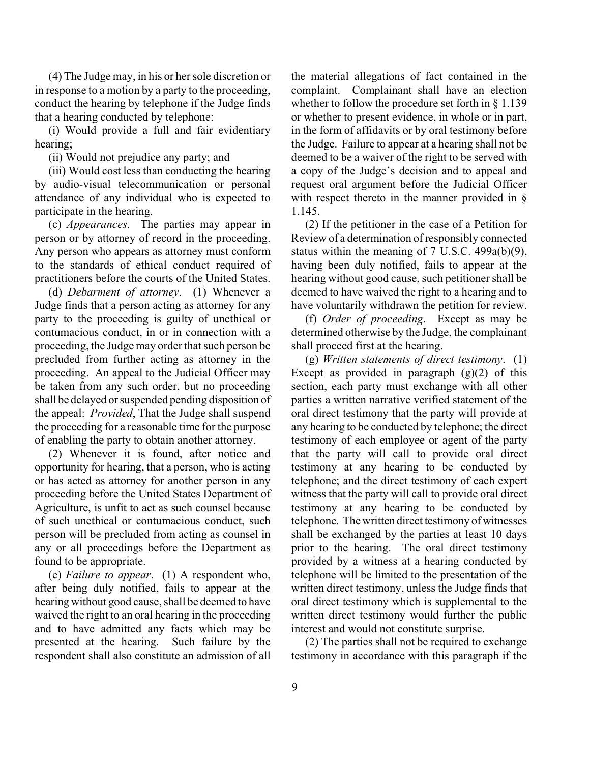(4) The Judge may, in his or her sole discretion or in response to a motion by a party to the proceeding, conduct the hearing by telephone if the Judge finds that a hearing conducted by telephone:

(i) Would provide a full and fair evidentiary hearing;

(ii) Would not prejudice any party; and

(iii) Would cost less than conducting the hearing by audio-visual telecommunication or personal attendance of any individual who is expected to participate in the hearing.

(c) *Appearances*. The parties may appear in person or by attorney of record in the proceeding. Any person who appears as attorney must conform to the standards of ethical conduct required of practitioners before the courts of the United States.

(d) *Debarment of attorney*. (1) Whenever a Judge finds that a person acting as attorney for any party to the proceeding is guilty of unethical or contumacious conduct, in or in connection with a proceeding, the Judge may order that such person be precluded from further acting as attorney in the proceeding. An appeal to the Judicial Officer may be taken from any such order, but no proceeding shall be delayed or suspended pending disposition of the appeal: *Provided*, That the Judge shall suspend the proceeding for a reasonable time for the purpose of enabling the party to obtain another attorney.

(2) Whenever it is found, after notice and opportunity for hearing, that a person, who is acting or has acted as attorney for another person in any proceeding before the United States Department of Agriculture, is unfit to act as such counsel because of such unethical or contumacious conduct, such person will be precluded from acting as counsel in any or all proceedings before the Department as found to be appropriate.

(e) *Failure to appear*. (1) A respondent who, after being duly notified, fails to appear at the hearing without good cause, shall be deemed to have waived the right to an oral hearing in the proceeding and to have admitted any facts which may be presented at the hearing. Such failure by the respondent shall also constitute an admission of all the material allegations of fact contained in the complaint. Complainant shall have an election whether to follow the procedure set forth in § 1.139 or whether to present evidence, in whole or in part, in the form of affidavits or by oral testimony before the Judge. Failure to appear at a hearing shall not be deemed to be a waiver of the right to be served with a copy of the Judge's decision and to appeal and request oral argument before the Judicial Officer with respect thereto in the manner provided in § 1.145.

(2) If the petitioner in the case of a Petition for Review of a determination of responsibly connected status within the meaning of 7 U.S.C. 499a(b)(9), having been duly notified, fails to appear at the hearing without good cause, such petitioner shall be deemed to have waived the right to a hearing and to have voluntarily withdrawn the petition for review.

(f) *Order of proceeding*. Except as may be determined otherwise by the Judge, the complainant shall proceed first at the hearing.

(g) *Written statements of direct testimony*. (1) Except as provided in paragraph (g)(2) of this section, each party must exchange with all other parties a written narrative verified statement of the oral direct testimony that the party will provide at any hearing to be conducted by telephone; the direct testimony of each employee or agent of the party that the party will call to provide oral direct testimony at any hearing to be conducted by telephone; and the direct testimony of each expert witness that the party will call to provide oral direct testimony at any hearing to be conducted by telephone. The written direct testimony of witnesses shall be exchanged by the parties at least 10 days prior to the hearing. The oral direct testimony provided by a witness at a hearing conducted by telephone will be limited to the presentation of the written direct testimony, unless the Judge finds that oral direct testimony which is supplemental to the written direct testimony would further the public interest and would not constitute surprise.

(2) The parties shall not be required to exchange testimony in accordance with this paragraph if the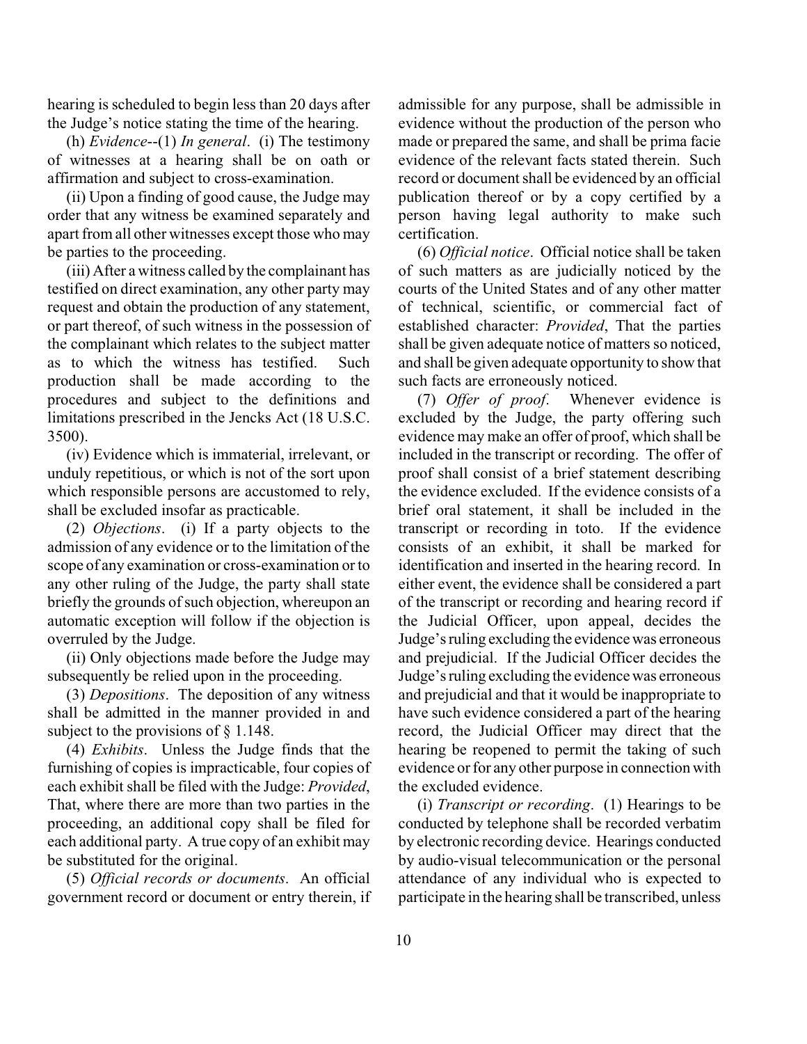hearing is scheduled to begin less than 20 days after the Judge's notice stating the time of the hearing.

(h) *Evidence*--(1) *In general*. (i) The testimony of witnesses at a hearing shall be on oath or affirmation and subject to cross-examination.

(ii) Upon a finding of good cause, the Judge may order that any witness be examined separately and apart from all other witnesses except those who may be parties to the proceeding.

(iii) After a witness called by the complainant has testified on direct examination, any other party may request and obtain the production of any statement, or part thereof, of such witness in the possession of the complainant which relates to the subject matter as to which the witness has testified. Such production shall be made according to the procedures and subject to the definitions and limitations prescribed in the Jencks Act (18 U.S.C. 3500).

(iv) Evidence which is immaterial, irrelevant, or unduly repetitious, or which is not of the sort upon which responsible persons are accustomed to rely, shall be excluded insofar as practicable.

(2) *Objections*. (i) If a party objects to the admission of any evidence or to the limitation of the scope of any examination or cross-examination or to any other ruling of the Judge, the party shall state briefly the grounds of such objection, whereupon an automatic exception will follow if the objection is overruled by the Judge.

(ii) Only objections made before the Judge may subsequently be relied upon in the proceeding.

(3) *Depositions*. The deposition of any witness shall be admitted in the manner provided in and subject to the provisions of § 1.148.

(4) *Exhibits*. Unless the Judge finds that the furnishing of copies is impracticable, four copies of each exhibit shall be filed with the Judge: *Provided*, That, where there are more than two parties in the proceeding, an additional copy shall be filed for each additional party. A true copy of an exhibit may be substituted for the original.

(5) *Official records or documents*. An official government record or document or entry therein, if admissible for any purpose, shall be admissible in evidence without the production of the person who made or prepared the same, and shall be prima facie evidence of the relevant facts stated therein. Such record or document shall be evidenced by an official publication thereof or by a copy certified by a person having legal authority to make such certification.

(6) *Official notice*. Official notice shall be taken of such matters as are judicially noticed by the courts of the United States and of any other matter of technical, scientific, or commercial fact of established character: *Provided*, That the parties shall be given adequate notice of matters so noticed, and shall be given adequate opportunity to show that such facts are erroneously noticed.

(7) *Offer of proof*. Whenever evidence is excluded by the Judge, the party offering such evidence may make an offer of proof, which shall be included in the transcript or recording. The offer of proof shall consist of a brief statement describing the evidence excluded. If the evidence consists of a brief oral statement, it shall be included in the transcript or recording in toto. If the evidence consists of an exhibit, it shall be marked for identification and inserted in the hearing record. In either event, the evidence shall be considered a part of the transcript or recording and hearing record if the Judicial Officer, upon appeal, decides the Judge's ruling excluding the evidence was erroneous and prejudicial. If the Judicial Officer decides the Judge's ruling excluding the evidence was erroneous and prejudicial and that it would be inappropriate to have such evidence considered a part of the hearing record, the Judicial Officer may direct that the hearing be reopened to permit the taking of such evidence or for any other purpose in connection with the excluded evidence.

(i) *Transcript or recording*. (1) Hearings to be conducted by telephone shall be recorded verbatim by electronic recording device. Hearings conducted by audio-visual telecommunication or the personal attendance of any individual who is expected to participate in the hearing shall be transcribed, unless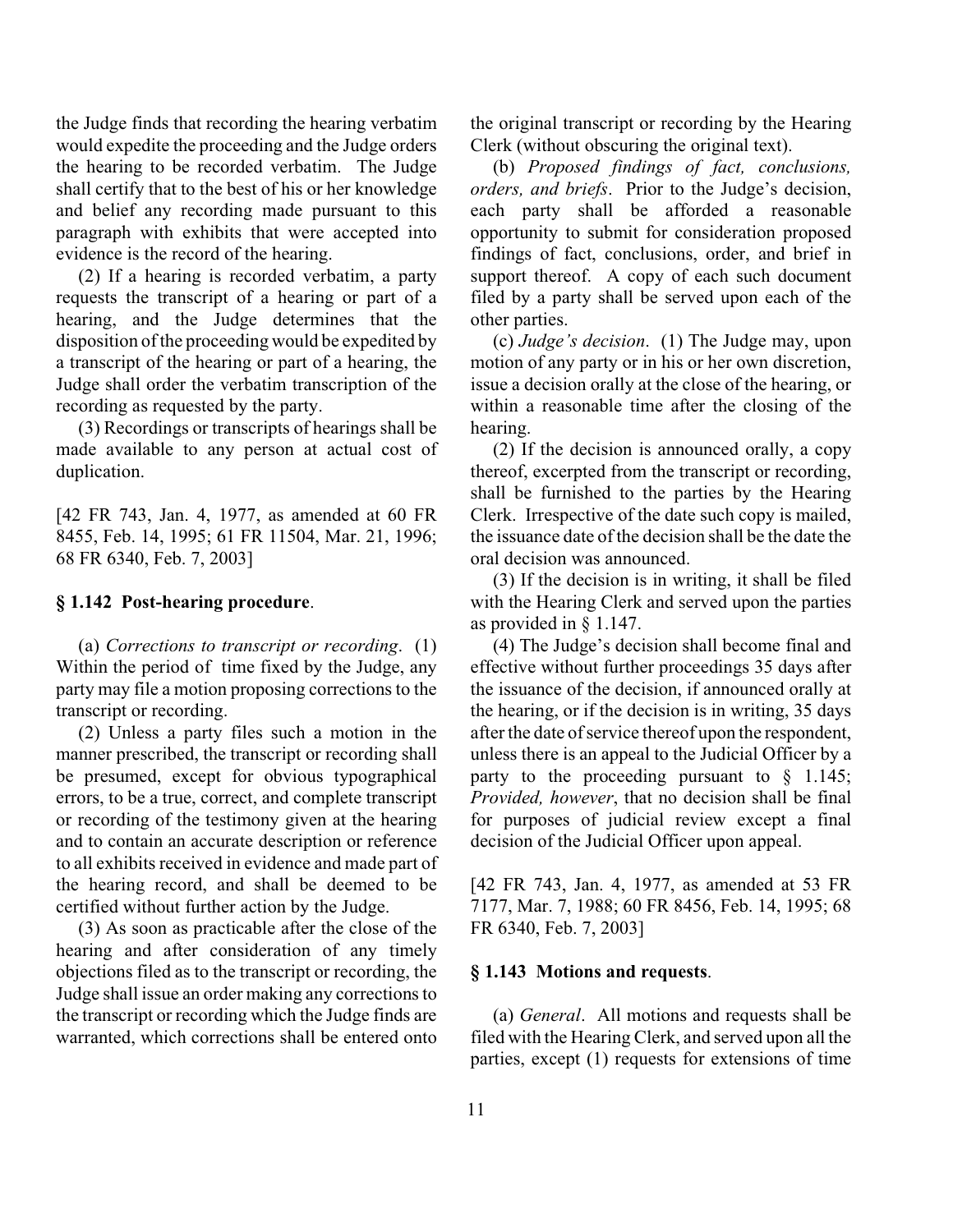the Judge finds that recording the hearing verbatim would expedite the proceeding and the Judge orders the hearing to be recorded verbatim. The Judge shall certify that to the best of his or her knowledge and belief any recording made pursuant to this paragraph with exhibits that were accepted into evidence is the record of the hearing.

(2) If a hearing is recorded verbatim, a party requests the transcript of a hearing or part of a hearing, and the Judge determines that the disposition of the proceeding would be expedited by a transcript of the hearing or part of a hearing, the Judge shall order the verbatim transcription of the recording as requested by the party.

(3) Recordings or transcripts of hearings shall be made available to any person at actual cost of duplication.

[42 FR 743, Jan. 4, 1977, as amended at 60 FR 8455, Feb. 14, 1995; 61 FR 11504, Mar. 21, 1996; 68 FR 6340, Feb. 7, 2003]

### § 1.142 Post-hearing procedure.

(a) *Corrections to transcript or recording*. (1) Within the period of time fixed by the Judge, any party may file a motion proposing corrections to the transcript or recording.

(2) Unless a party files such a motion in the manner prescribed, the transcript or recording shall be presumed, except for obvious typographical errors, to be a true, correct, and complete transcript or recording of the testimony given at the hearing and to contain an accurate description or reference to all exhibits received in evidence and made part of the hearing record, and shall be deemed to be certified without further action by the Judge.

(3) As soon as practicable after the close of the hearing and after consideration of any timely objections filed as to the transcript or recording, the Judge shall issue an order making any corrections to the transcript or recording which the Judge finds are warranted, which corrections shall be entered onto the original transcript or recording by the Hearing Clerk (without obscuring the original text).

(b) *Proposed findings of fact, conclusions, orders, and briefs*. Prior to the Judge's decision, each party shall be afforded a reasonable opportunity to submit for consideration proposed findings of fact, conclusions, order, and brief in support thereof. A copy of each such document filed by a party shall be served upon each of the other parties.

(c) *Judge's decision*. (1) The Judge may, upon motion of any party or in his or her own discretion, issue a decision orally at the close of the hearing, or within a reasonable time after the closing of the hearing.

(2) If the decision is announced orally, a copy thereof, excerpted from the transcript or recording, shall be furnished to the parties by the Hearing Clerk. Irrespective of the date such copy is mailed, the issuance date of the decision shall be the date the oral decision was announced.

(3) If the decision is in writing, it shall be filed with the Hearing Clerk and served upon the parties as provided in § 1.147.

(4) The Judge's decision shall become final and effective without further proceedings 35 days after the issuance of the decision, if announced orally at the hearing, or if the decision is in writing, 35 days after the date of service thereof upon the respondent, unless there is an appeal to the Judicial Officer by a party to the proceeding pursuant to § 1.145; *Provided, however*, that no decision shall be final for purposes of judicial review except a final decision of the Judicial Officer upon appeal.

[42 FR 743, Jan. 4, 1977, as amended at 53 FR 7177, Mar. 7, 1988; 60 FR 8456, Feb. 14, 1995; 68 FR 6340, Feb. 7, 2003]

### § 1.143 Motions and requests.

(a) *General*. All motions and requests shall be filed with the Hearing Clerk, and served upon all the parties, except (1) requests for extensions of time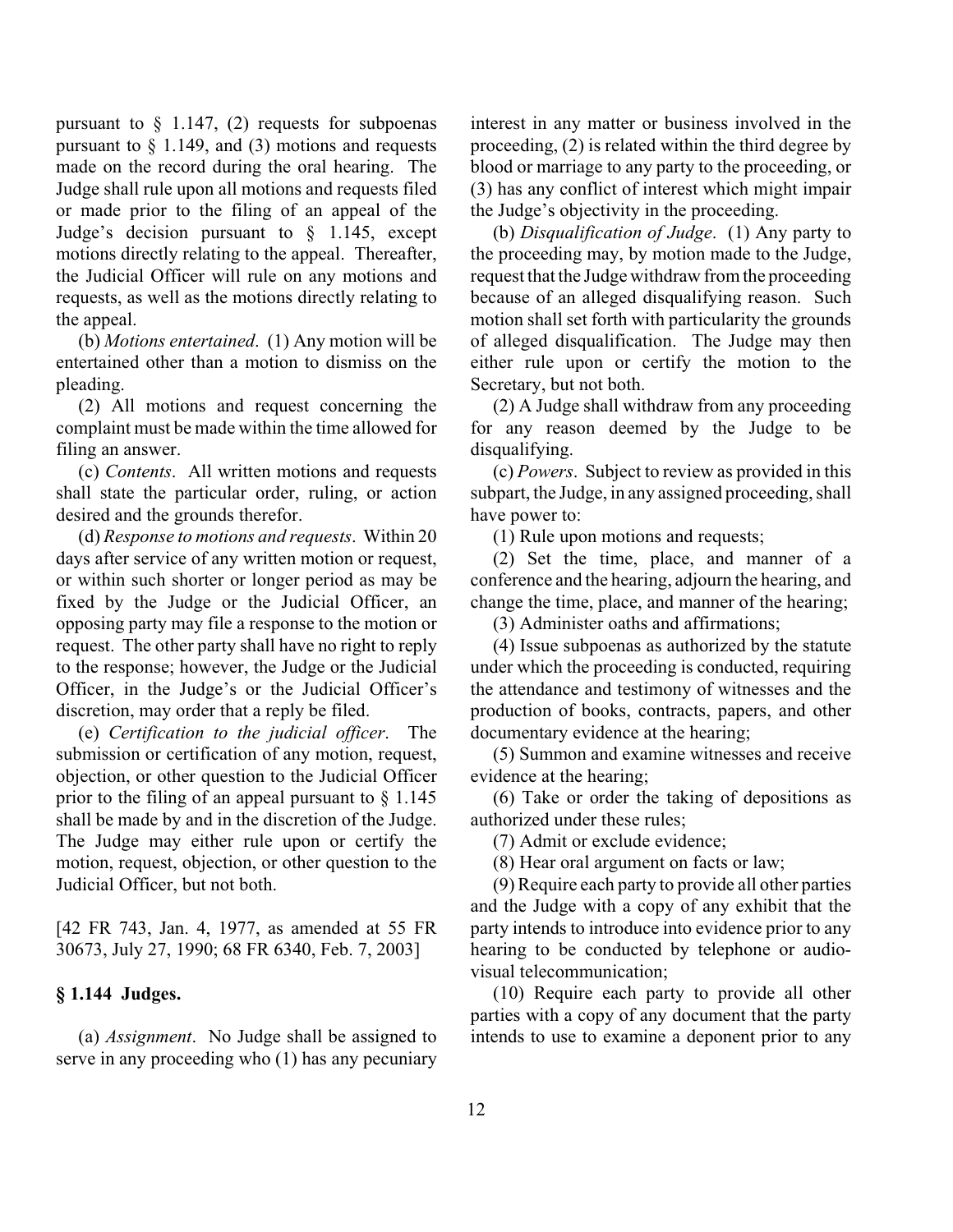pursuant to § 1.147, (2) requests for subpoenas pursuant to § 1.149, and (3) motions and requests made on the record during the oral hearing. The Judge shall rule upon all motions and requests filed or made prior to the filing of an appeal of the Judge's decision pursuant to § 1.145, except motions directly relating to the appeal. Thereafter, the Judicial Officer will rule on any motions and requests, as well as the motions directly relating to the appeal.

(b) *Motions entertained*. (1) Any motion will be entertained other than a motion to dismiss on the pleading.

(2) All motions and request concerning the complaint must be made within the time allowed for filing an answer.

(c) *Contents*. All written motions and requests shall state the particular order, ruling, or action desired and the grounds therefor.

(d) *Response to motions and requests*. Within 20 days after service of any written motion or request, or within such shorter or longer period as may be fixed by the Judge or the Judicial Officer, an opposing party may file a response to the motion or request. The other party shall have no right to reply to the response; however, the Judge or the Judicial Officer, in the Judge's or the Judicial Officer's discretion, may order that a reply be filed.

(e) *Certification to the judicial officer*. The submission or certification of any motion, request, objection, or other question to the Judicial Officer prior to the filing of an appeal pursuant to § 1.145 shall be made by and in the discretion of the Judge. The Judge may either rule upon or certify the motion, request, objection, or other question to the Judicial Officer, but not both.

[42 FR 743, Jan. 4, 1977, as amended at 55 FR 30673, July 27, 1990; 68 FR 6340, Feb. 7, 2003]

### § 1.144 Judges.

(a) *Assignment*. No Judge shall be assigned to serve in any proceeding who (1) has any pecuniary interest in any matter or business involved in the proceeding, (2) is related within the third degree by blood or marriage to any party to the proceeding, or (3) has any conflict of interest which might impair the Judge's objectivity in the proceeding.

(b) *Disqualification of Judge*. (1) Any party to the proceeding may, by motion made to the Judge, request that the Judge withdraw from the proceeding because of an alleged disqualifying reason. Such motion shall set forth with particularity the grounds of alleged disqualification. The Judge may then either rule upon or certify the motion to the Secretary, but not both.

(2) A Judge shall withdraw from any proceeding for any reason deemed by the Judge to be disqualifying.

(c) *Powers*. Subject to review as provided in this subpart, the Judge, in any assigned proceeding, shall have power to:

(1) Rule upon motions and requests;

(2) Set the time, place, and manner of a conference and the hearing, adjourn the hearing, and change the time, place, and manner of the hearing;

(3) Administer oaths and affirmations;

(4) Issue subpoenas as authorized by the statute under which the proceeding is conducted, requiring the attendance and testimony of witnesses and the production of books, contracts, papers, and other documentary evidence at the hearing;

(5) Summon and examine witnesses and receive evidence at the hearing;

(6) Take or order the taking of depositions as authorized under these rules;

(7) Admit or exclude evidence;

(8) Hear oral argument on facts or law;

(9) Require each party to provide all other parties and the Judge with a copy of any exhibit that the party intends to introduce into evidence prior to any hearing to be conducted by telephone or audio-visual telecommunication;

(10) Require each party to provide all other parties with a copy of any document that the party intends to use to examine a deponent prior to any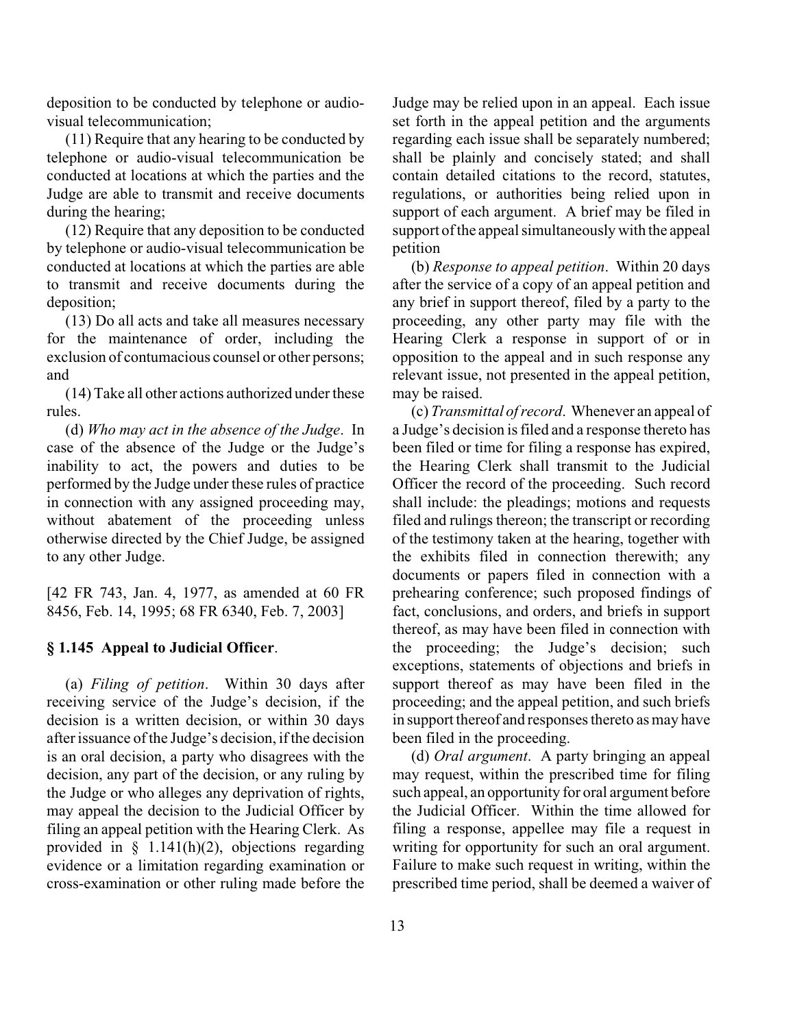deposition to be conducted by telephone or audio-visual telecommunication;

(11) Require that any hearing to be conducted by telephone or audio-visual telecommunication be conducted at locations at which the parties and the Judge are able to transmit and receive documents during the hearing;

(12) Require that any deposition to be conducted by telephone or audio-visual telecommunication be conducted at locations at which the parties are able to transmit and receive documents during the deposition;

(13) Do all acts and take all measures necessary for the maintenance of order, including the exclusion of contumacious counsel or other persons; and

(14) Take all other actions authorized under these rules.

(d) *Who may act in the absence of the Judge*. In case of the absence of the Judge or the Judge's inability to act, the powers and duties to be performed by the Judge under these rules of practice in connection with any assigned proceeding may, without abatement of the proceeding unless otherwise directed by the Chief Judge, be assigned to any other Judge.

[42 FR 743, Jan. 4, 1977, as amended at 60 FR 8456, Feb. 14, 1995; 68 FR 6340, Feb. 7, 2003]

### § 1.145 Appeal to Judicial Officer.

(a) *Filing of petition*. Within 30 days after receiving service of the Judge's decision, if the decision is a written decision, or within 30 days after issuance of the Judge's decision, if the decision is an oral decision, a party who disagrees with the decision, any part of the decision, or any ruling by the Judge or who alleges any deprivation of rights, may appeal the decision to the Judicial Officer by filing an appeal petition with the Hearing Clerk. As provided in § 1.141(h)(2), objections regarding evidence or a limitation regarding examination or cross-examination or other ruling made before the Judge may be relied upon in an appeal. Each issue set forth in the appeal petition and the arguments regarding each issue shall be separately numbered; shall be plainly and concisely stated; and shall contain detailed citations to the record, statutes, regulations, or authorities being relied upon in support of each argument. A brief may be filed in support of the appeal simultaneously with the appeal petition

(b) *Response to appeal petition*. Within 20 days after the service of a copy of an appeal petition and any brief in support thereof, filed by a party to the proceeding, any other party may file with the Hearing Clerk a response in support of or in opposition to the appeal and in such response any relevant issue, not presented in the appeal petition, may be raised.

(c) *Transmittal of record*. Whenever an appeal of a Judge's decision is filed and a response thereto has been filed or time for filing a response has expired, the Hearing Clerk shall transmit to the Judicial Officer the record of the proceeding. Such record shall include: the pleadings; motions and requests filed and rulings thereon; the transcript or recording of the testimony taken at the hearing, together with the exhibits filed in connection therewith; any documents or papers filed in connection with a prehearing conference; such proposed findings of fact, conclusions, and orders, and briefs in support thereof, as may have been filed in connection with the proceeding; the Judge's decision; such exceptions, statements of objections and briefs in support thereof as may have been filed in the proceeding; and the appeal petition, and such briefs in support thereof and responses thereto as may have been filed in the proceeding.

(d) *Oral argument*. A party bringing an appeal may request, within the prescribed time for filing such appeal, an opportunity for oral argument before the Judicial Officer. Within the time allowed for filing a response, appellee may file a request in writing for opportunity for such an oral argument. Failure to make such request in writing, within the prescribed time period, shall be deemed a waiver of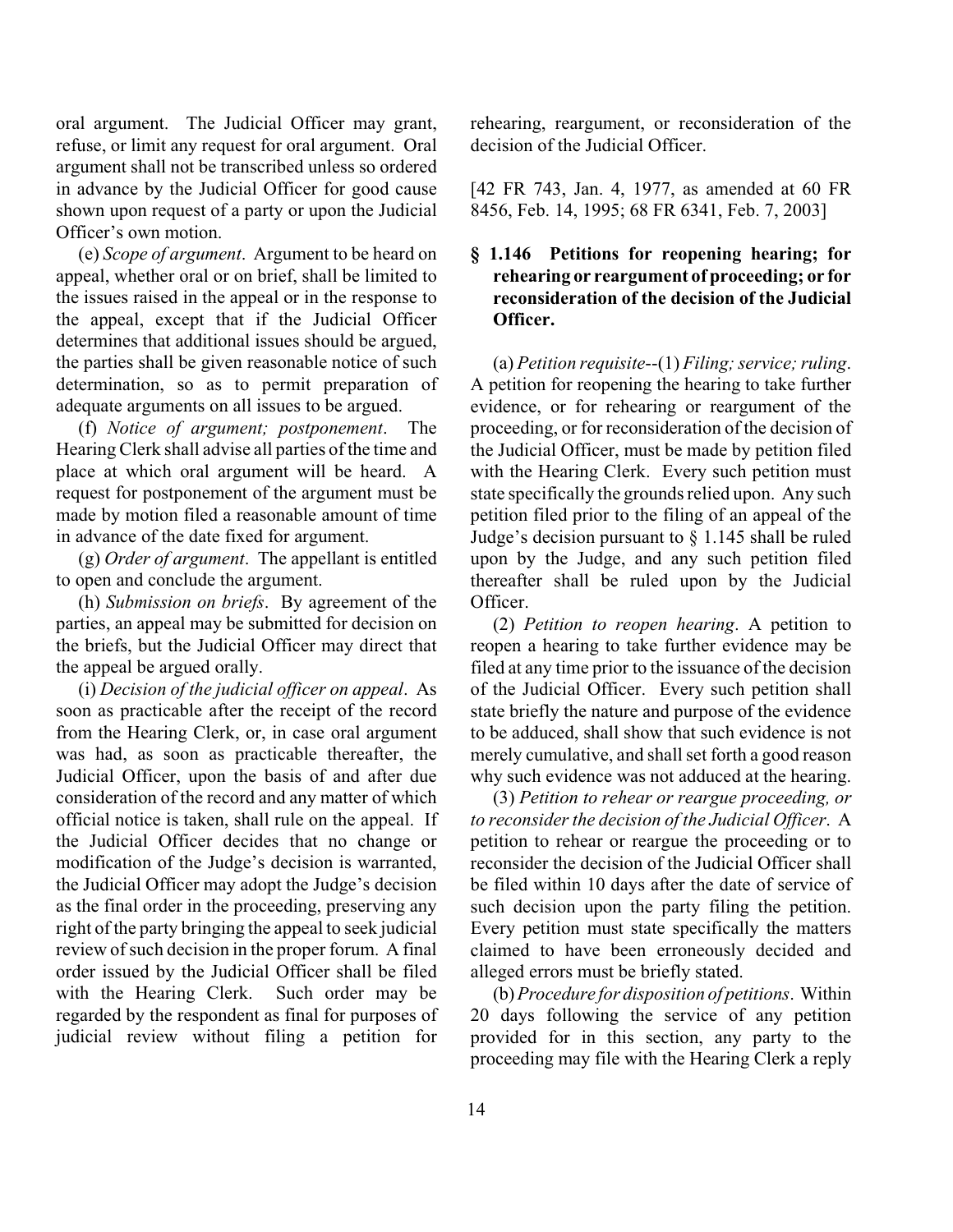oral argument. The Judicial Officer may grant, refuse, or limit any request for oral argument. Oral argument shall not be transcribed unless so ordered in advance by the Judicial Officer for good cause shown upon request of a party or upon the Judicial Officer's own motion.

(e) *Scope of argument*. Argument to be heard on appeal, whether oral or on brief, shall be limited to the issues raised in the appeal or in the response to the appeal, except that if the Judicial Officer determines that additional issues should be argued, the parties shall be given reasonable notice of such determination, so as to permit preparation of adequate arguments on all issues to be argued.

(f) *Notice of argument; postponement*. The Hearing Clerk shall advise all parties of the time and place at which oral argument will be heard. A request for postponement of the argument must be made by motion filed a reasonable amount of time in advance of the date fixed for argument.

(g) *Order of argument*. The appellant is entitled to open and conclude the argument.

(h) *Submission on briefs*. By agreement of the parties, an appeal may be submitted for decision on the briefs, but the Judicial Officer may direct that the appeal be argued orally.

(i) *Decision of the judicial officer on appeal*. As soon as practicable after the receipt of the record from the Hearing Clerk, or, in case oral argument was had, as soon as practicable thereafter, the Judicial Officer, upon the basis of and after due consideration of the record and any matter of which official notice is taken, shall rule on the appeal. If the Judicial Officer decides that no change or modification of the Judge's decision is warranted, the Judicial Officer may adopt the Judge's decision as the final order in the proceeding, preserving any right of the party bringing the appeal to seek judicial review of such decision in the proper forum. A final order issued by the Judicial Officer shall be filed with the Hearing Clerk. Such order may be regarded by the respondent as final for purposes of judicial review without filing a petition for rehearing, reargument, or reconsideration of the decision of the Judicial Officer.

[42 FR 743, Jan. 4, 1977, as amended at 60 FR 8456, Feb. 14, 1995; 68 FR 6341, Feb. 7, 2003]

### § 1.146 Petitions for reopening hearing; for rehearing or reargument of proceeding; or for reconsideration of the decision of the Judicial Officer.

(a) *Petition requisite*--(1) *Filing; service; ruling*. A petition for reopening the hearing to take further evidence, or for rehearing or reargument of the proceeding, or for reconsideration of the decision of the Judicial Officer, must be made by petition filed with the Hearing Clerk. Every such petition must state specifically the grounds relied upon. Any such petition filed prior to the filing of an appeal of the Judge's decision pursuant to § 1.145 shall be ruled upon by the Judge, and any such petition filed thereafter shall be ruled upon by the Judicial Officer.

(2) *Petition to reopen hearing*. A petition to reopen a hearing to take further evidence may be filed at any time prior to the issuance of the decision of the Judicial Officer. Every such petition shall state briefly the nature and purpose of the evidence to be adduced, shall show that such evidence is not merely cumulative, and shall set forth a good reason why such evidence was not adduced at the hearing.

(3) *Petition to rehear or reargue proceeding, or to reconsider the decision of the Judicial Officer*. A petition to rehear or reargue the proceeding or to reconsider the decision of the Judicial Officer shall be filed within 10 days after the date of service of such decision upon the party filing the petition. Every petition must state specifically the matters claimed to have been erroneously decided and alleged errors must be briefly stated.

(b) *Procedure for disposition of petitions*. Within 20 days following the service of any petition provided for in this section, any party to the proceeding may file with the Hearing Clerk a reply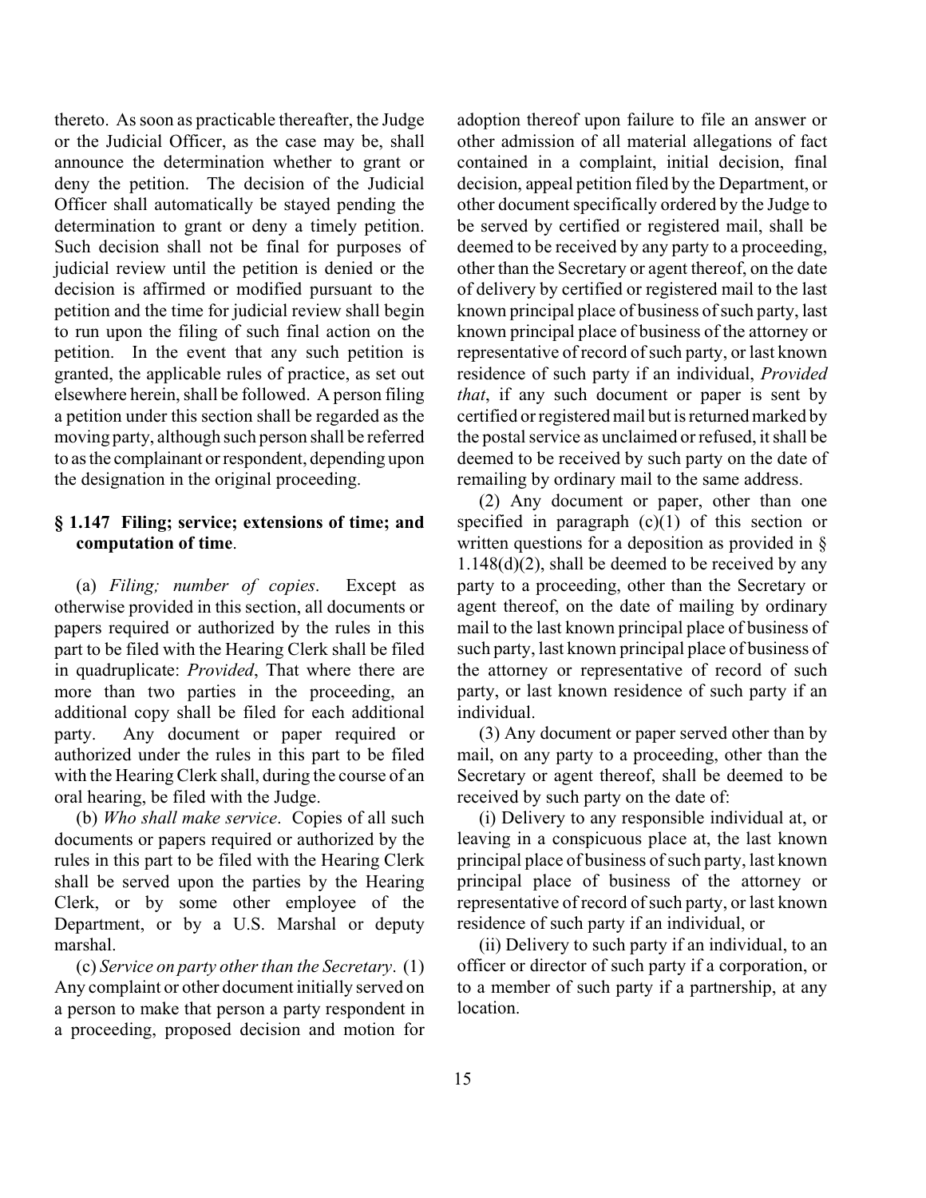thereto. As soon as practicable thereafter, the Judge or the Judicial Officer, as the case may be, shall announce the determination whether to grant or deny the petition. The decision of the Judicial Officer shall automatically be stayed pending the determination to grant or deny a timely petition. Such decision shall not be final for purposes of judicial review until the petition is denied or the decision is affirmed or modified pursuant to the petition and the time for judicial review shall begin to run upon the filing of such final action on the petition. In the event that any such petition is granted, the applicable rules of practice, as set out elsewhere herein, shall be followed. A person filing a petition under this section shall be regarded as the moving party, although such person shall be referred to as the complainant or respondent, depending upon the designation in the original proceeding.

### § 1.147 Filing; service; extensions of time; and computation of time.

(a) *Filing; number of copies*. Except as otherwise provided in this section, all documents or papers required or authorized by the rules in this part to be filed with the Hearing Clerk shall be filed in quadruplicate: *Provided*, That where there are more than two parties in the proceeding, an additional copy shall be filed for each additional party. Any document or paper required or authorized under the rules in this part to be filed with the Hearing Clerk shall, during the course of an oral hearing, be filed with the Judge.

(b) *Who shall make service*. Copies of all such documents or papers required or authorized by the rules in this part to be filed with the Hearing Clerk shall be served upon the parties by the Hearing Clerk, or by some other employee of the Department, or by a U.S. Marshal or deputy marshal.

(c) *Service on party other than the Secretary*. (1) Any complaint or other document initially served on a person to make that person a party respondent in a proceeding, proposed decision and motion for adoption thereof upon failure to file an answer or other admission of all material allegations of fact contained in a complaint, initial decision, final decision, appeal petition filed by the Department, or other document specifically ordered by the Judge to be served by certified or registered mail, shall be deemed to be received by any party to a proceeding, other than the Secretary or agent thereof, on the date of delivery by certified or registered mail to the last known principal place of business of such party, last known principal place of business of the attorney or representative of record of such party, or last known residence of such party if an individual, *Provided that*, if any such document or paper is sent by certified or registered mail but is returned marked by the postal service as unclaimed or refused, it shall be deemed to be received by such party on the date of remailing by ordinary mail to the same address.

(2) Any document or paper, other than one specified in paragraph (c)(1) of this section or written questions for a deposition as provided in § 1.148(d)(2), shall be deemed to be received by any party to a proceeding, other than the Secretary or agent thereof, on the date of mailing by ordinary mail to the last known principal place of business of such party, last known principal place of business of the attorney or representative of record of such party, or last known residence of such party if an individual.

(3) Any document or paper served other than by mail, on any party to a proceeding, other than the Secretary or agent thereof, shall be deemed to be received by such party on the date of:

(i) Delivery to any responsible individual at, or leaving in a conspicuous place at, the last known principal place of business of such party, last known principal place of business of the attorney or representative of record of such party, or last known residence of such party if an individual, or

(ii) Delivery to such party if an individual, to an officer or director of such party if a corporation, or to a member of such party if a partnership, at any location.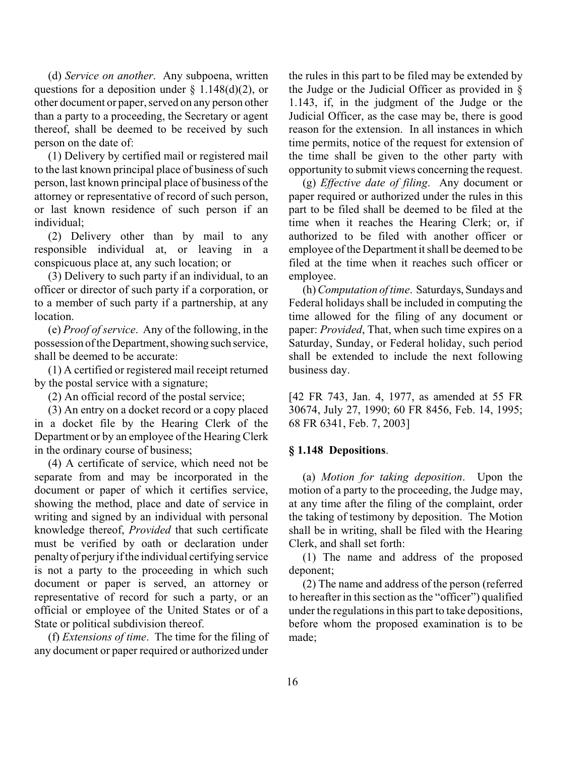(d) *Service on another*. Any subpoena, written questions for a deposition under § 1.148(d)(2), or other document or paper, served on any person other than a party to a proceeding, the Secretary or agent thereof, shall be deemed to be received by such person on the date of:

(1) Delivery by certified mail or registered mail to the last known principal place of business of such person, last known principal place of business of the attorney or representative of record of such person, or last known residence of such person if an individual;

(2) Delivery other than by mail to any responsible individual at, or leaving in a conspicuous place at, any such location; or

(3) Delivery to such party if an individual, to an officer or director of such party if a corporation, or to a member of such party if a partnership, at any location.

(e) *Proof of service*. Any of the following, in the possession of the Department, showing such service, shall be deemed to be accurate:

(1) A certified or registered mail receipt returned by the postal service with a signature;

(2) An official record of the postal service;

(3) An entry on a docket record or a copy placed in a docket file by the Hearing Clerk of the Department or by an employee of the Hearing Clerk in the ordinary course of business;

(4) A certificate of service, which need not be separate from and may be incorporated in the document or paper of which it certifies service, showing the method, place and date of service in writing and signed by an individual with personal knowledge thereof, *Provided* that such certificate must be verified by oath or declaration under penalty of perjury if the individual certifying service is not a party to the proceeding in which such document or paper is served, an attorney or representative of record for such a party, or an official or employee of the United States or of a State or political subdivision thereof.

(f) *Extensions of time*. The time for the filing of any document or paper required or authorized under the rules in this part to be filed may be extended by the Judge or the Judicial Officer as provided in § 1.143, if, in the judgment of the Judge or the Judicial Officer, as the case may be, there is good reason for the extension. In all instances in which time permits, notice of the request for extension of the time shall be given to the other party with opportunity to submit views concerning the request.

(g) *Effective date of filing*. Any document or paper required or authorized under the rules in this part to be filed shall be deemed to be filed at the time when it reaches the Hearing Clerk; or, if authorized to be filed with another officer or employee of the Department it shall be deemed to be filed at the time when it reaches such officer or employee.

(h) *Computation of time*. Saturdays, Sundays and Federal holidays shall be included in computing the time allowed for the filing of any document or paper: *Provided*, That, when such time expires on a Saturday, Sunday, or Federal holiday, such period shall be extended to include the next following business day.

[42 FR 743, Jan. 4, 1977, as amended at 55 FR 30674, July 27, 1990; 60 FR 8456, Feb. 14, 1995; 68 FR 6341, Feb. 7, 2003]

**§ 1.148 Depositions**.

(a) *Motion for taking deposition*. Upon the motion of a party to the proceeding, the Judge may, at any time after the filing of the complaint, order the taking of testimony by deposition. The Motion shall be in writing, shall be filed with the Hearing Clerk, and shall set forth:

(1) The name and address of the proposed deponent;

(2) The name and address of the person (referred to hereafter in this section as the "officer") qualified under the regulations in this part to take depositions, before whom the proposed examination is to be made;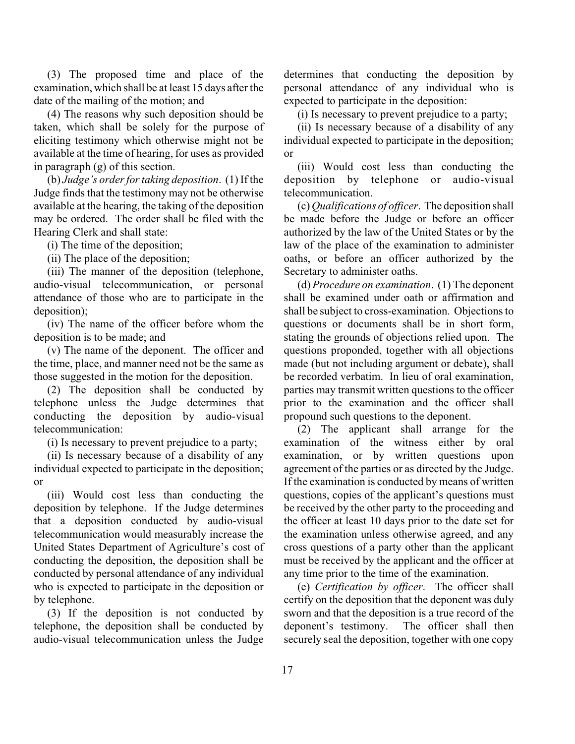(3) The proposed time and place of the examination, which shall be at least 15 days after the date of the mailing of the motion; and

(4) The reasons why such deposition should be taken, which shall be solely for the purpose of eliciting testimony which otherwise might not be available at the time of hearing, for uses as provided in paragraph (g) of this section.

(b) *Judge's order for taking deposition*. (1) If the Judge finds that the testimony may not be otherwise available at the hearing, the taking of the deposition may be ordered. The order shall be filed with the Hearing Clerk and shall state:

(i) The time of the deposition;

(ii) The place of the deposition;

(iii) The manner of the deposition (telephone, audio-visual telecommunication, or personal attendance of those who are to participate in the deposition);

(iv) The name of the officer before whom the deposition is to be made; and

(v) The name of the deponent. The officer and the time, place, and manner need not be the same as those suggested in the motion for the deposition.

(2) The deposition shall be conducted by telephone unless the Judge determines that conducting the deposition by audio-visual telecommunication:

(i) Is necessary to prevent prejudice to a party;

(ii) Is necessary because of a disability of any individual expected to participate in the deposition; or

(iii) Would cost less than conducting the deposition by telephone. If the Judge determines that a deposition conducted by audio-visual telecommunication would measurably increase the United States Department of Agriculture's cost of conducting the deposition, the deposition shall be conducted by personal attendance of any individual who is expected to participate in the deposition or by telephone.

(3) If the deposition is not conducted by telephone, the deposition shall be conducted by audio-visual telecommunication unless the Judge determines that conducting the deposition by personal attendance of any individual who is expected to participate in the deposition:

(i) Is necessary to prevent prejudice to a party;

(ii) Is necessary because of a disability of any individual expected to participate in the deposition; or

(iii) Would cost less than conducting the deposition by telephone or audio-visual telecommunication.

(c) *Qualifications of officer*. The deposition shall be made before the Judge or before an officer authorized by the law of the United States or by the law of the place of the examination to administer oaths, or before an officer authorized by the Secretary to administer oaths.

(d) *Procedure on examination*. (1) The deponent shall be examined under oath or affirmation and shall be subject to cross-examination. Objections to questions or documents shall be in short form, stating the grounds of objections relied upon. The questions proponded, together with all objections made (but not including argument or debate), shall be recorded verbatim. In lieu of oral examination, parties may transmit written questions to the officer prior to the examination and the officer shall propound such questions to the deponent.

(2) The applicant shall arrange for the examination of the witness either by oral examination, or by written questions upon agreement of the parties or as directed by the Judge. If the examination is conducted by means of written questions, copies of the applicant's questions must be received by the other party to the proceeding and the officer at least 10 days prior to the date set for the examination unless otherwise agreed, and any cross questions of a party other than the applicant must be received by the applicant and the officer at any time prior to the time of the examination.

(e) *Certification by officer*. The officer shall certify on the deposition that the deponent was duly sworn and that the deposition is a true record of the deponent's testimony. The officer shall then securely seal the deposition, together with one copy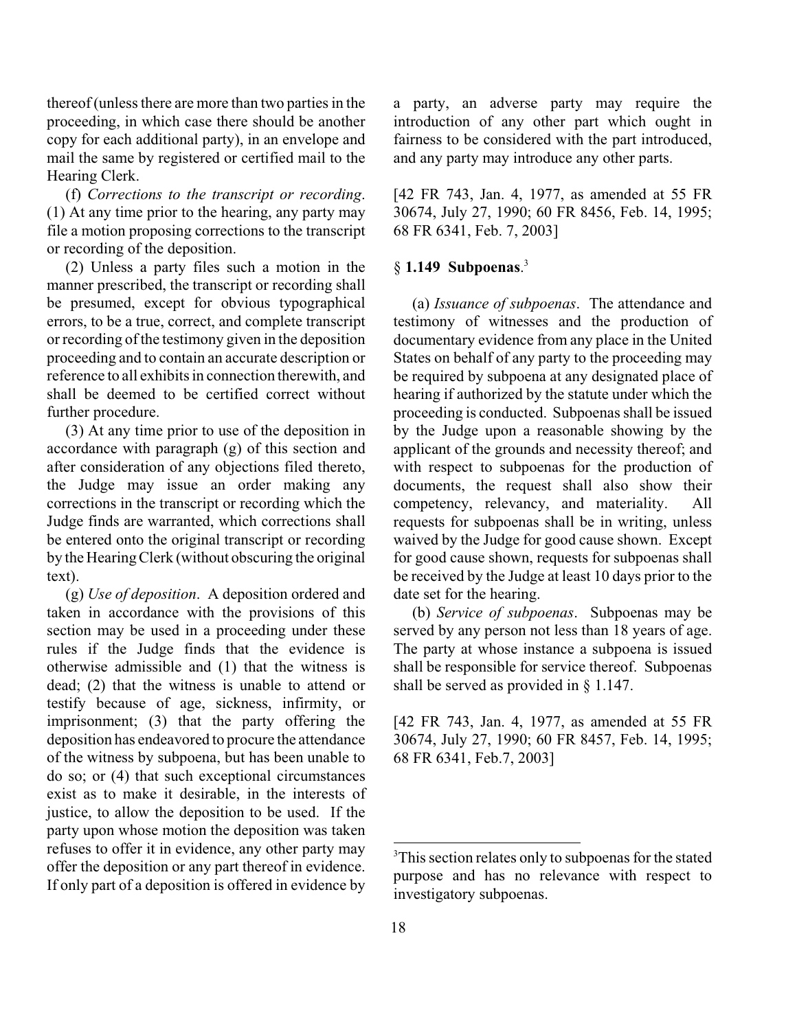thereof (unless there are more than two parties in the proceeding, in which case there should be another copy for each additional party), in an envelope and mail the same by registered or certified mail to the Hearing Clerk.

(f) *Corrections to the transcript or recording*. (1) At any time prior to the hearing, any party may file a motion proposing corrections to the transcript or recording of the deposition.

(2) Unless a party files such a motion in the manner prescribed, the transcript or recording shall be presumed, except for obvious typographical errors, to be a true, correct, and complete transcript or recording of the testimony given in the deposition proceeding and to contain an accurate description or reference to all exhibits in connection therewith, and shall be deemed to be certified correct without further procedure.

(3) At any time prior to use of the deposition in accordance with paragraph (g) of this section and after consideration of any objections filed thereto, the Judge may issue an order making any corrections in the transcript or recording which the Judge finds are warranted, which corrections shall be entered onto the original transcript or recording by the Hearing Clerk (without obscuring the original text).

(g) *Use of deposition*. A deposition ordered and taken in accordance with the provisions of this section may be used in a proceeding under these rules if the Judge finds that the evidence is otherwise admissible and (1) that the witness is dead; (2) that the witness is unable to attend or testify because of age, sickness, infirmity, or imprisonment; (3) that the party offering the deposition has endeavored to procure the attendance of the witness by subpoena, but has been unable to do so; or (4) that such exceptional circumstances exist as to make it desirable, in the interests of justice, to allow the deposition to be used. If the party upon whose motion the deposition was taken refuses to offer it in evidence, any other party may offer the deposition or any part thereof in evidence. If only part of a deposition is offered in evidence by a party, an adverse party may require the introduction of any other part which ought in fairness to be considered with the part introduced, and any party may introduce any other parts.

[42 FR 743, Jan. 4, 1977, as amended at 55 FR 30674, July 27, 1990; 60 FR 8456, Feb. 14, 1995; 68 FR 6341, Feb. 7, 2003]

### § **1.149 Subpoenas**.[3]

(a) *Issuance of subpoenas*. The attendance and testimony of witnesses and the production of documentary evidence from any place in the United States on behalf of any party to the proceeding may be required by subpoena at any designated place of hearing if authorized by the statute under which the proceeding is conducted. Subpoenas shall be issued by the Judge upon a reasonable showing by the applicant of the grounds and necessity thereof; and with respect to subpoenas for the production of documents, the request shall also show their competency, relevancy, and materiality. All requests for subpoenas shall be in writing, unless waived by the Judge for good cause shown. Except for good cause shown, requests for subpoenas shall be received by the Judge at least 10 days prior to the date set for the hearing.

(b) *Service of subpoenas*. Subpoenas may be served by any person not less than 18 years of age. The party at whose instance a subpoena is issued shall be responsible for service thereof. Subpoenas shall be served as provided in § 1.147.

[42 FR 743, Jan. 4, 1977, as amended at 55 FR 30674, July 27, 1990; 60 FR 8457, Feb. 14, 1995; 68 FR 6341, Feb.7, 2003]

---

[3]This section relates only to subpoenas for the stated purpose and has no relevance with respect to investigatory subpoenas.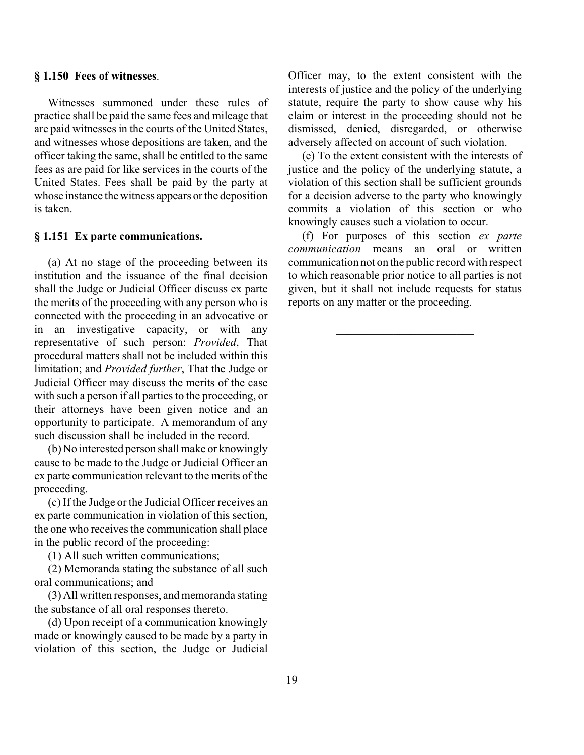**§ 1.150 Fees of witnesses**.

Witnesses summoned under these rules of practice shall be paid the same fees and mileage that are paid witnesses in the courts of the United States, and witnesses whose depositions are taken, and the officer taking the same, shall be entitled to the same fees as are paid for like services in the courts of the United States. Fees shall be paid by the party at whose instance the witness appears or the deposition is taken.

**§ 1.151 Ex parte communications.**

(a) At no stage of the proceeding between its institution and the issuance of the final decision shall the Judge or Judicial Officer discuss ex parte the merits of the proceeding with any person who is connected with the proceeding in an advocative or in an investigative capacity, or with any representative of such person: *Provided*, That procedural matters shall not be included within this limitation; and *Provided further*, That the Judge or Judicial Officer may discuss the merits of the case with such a person if all parties to the proceeding, or their attorneys have been given notice and an opportunity to participate. A memorandum of any such discussion shall be included in the record.

(b) No interested person shall make or knowingly cause to be made to the Judge or Judicial Officer an ex parte communication relevant to the merits of the proceeding.

(c) If the Judge or the Judicial Officer receives an ex parte communication in violation of this section, the one who receives the communication shall place in the public record of the proceeding:

(1) All such written communications;

(2) Memoranda stating the substance of all such oral communications; and

(3) All written responses, and memoranda stating the substance of all oral responses thereto.

(d) Upon receipt of a communication knowingly made or knowingly caused to be made by a party in violation of this section, the Judge or Judicial Officer may, to the extent consistent with the interests of justice and the policy of the underlying statute, require the party to show cause why his claim or interest in the proceeding should not be dismissed, denied, disregarded, or otherwise adversely affected on account of such violation.

(e) To the extent consistent with the interests of justice and the policy of the underlying statute, a violation of this section shall be sufficient grounds for a decision adverse to the party who knowingly commits a violation of this section or who knowingly causes such a violation to occur.

(f) For purposes of this section *ex parte communication* means an oral or written communication not on the public record with respect to which reasonable prior notice to all parties is not given, but it shall not include requests for status reports on any matter or the proceeding.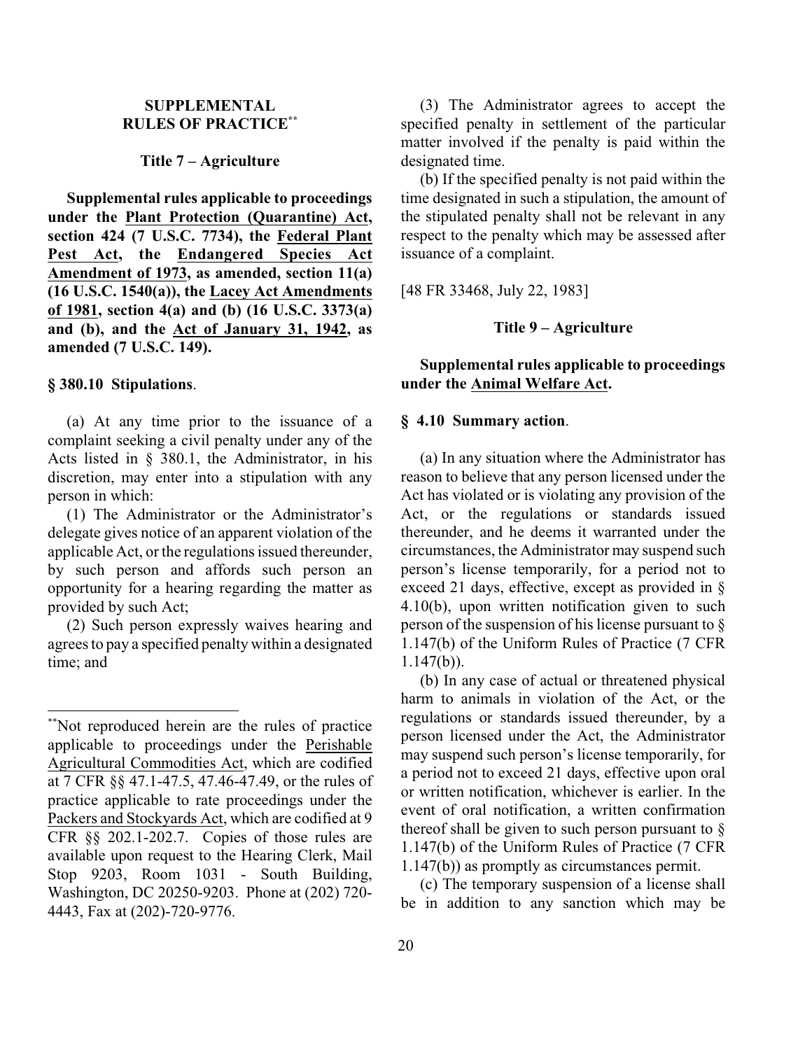## SUPPLEMENTAL RULES OF PRACTICE[**]

### Title 7 – Agriculture

**Supplemental rules applicable to proceedings under the Plant Protection (Quarantine) Act, section 424 (7 U.S.C. 7734), the Federal Plant Pest Act, the Endangered Species Act Amendment of 1973, as amended, section 11(a) (16 U.S.C. 1540(a)), the Lacey Act Amendments of 1981, section 4(a) and (b) (16 U.S.C. 3373(a) and (b), and the Act of January 31, 1942, as amended (7 U.S.C. 149).**

**§ 380.10 Stipulations**.

(a) At any time prior to the issuance of a complaint seeking a civil penalty under any of the Acts listed in § 380.1, the Administrator, in his discretion, may enter into a stipulation with any person in which:

(1) The Administrator or the Administrator's delegate gives notice of an apparent violation of the applicable Act, or the regulations issued thereunder, by such person and affords such person an opportunity for a hearing regarding the matter as provided by such Act;

(2) Such person expressly waives hearing and agrees to pay a specified penalty within a designated time; and

(3) The Administrator agrees to accept the specified penalty in settlement of the particular matter involved if the penalty is paid within the designated time.

(b) If the specified penalty is not paid within the time designated in such a stipulation, the amount of the stipulated penalty shall not be relevant in any respect to the penalty which may be assessed after issuance of a complaint.

[48 FR 33468, July 22, 1983]

### Title 9 – Agriculture

**Supplemental rules applicable to proceedings under the Animal Welfare Act.**

**§ 4.10 Summary action**.

(a) In any situation where the Administrator has reason to believe that any person licensed under the Act has violated or is violating any provision of the Act, or the regulations or standards issued thereunder, and he deems it warranted under the circumstances, the Administrator may suspend such person's license temporarily, for a period not to exceed 21 days, effective, except as provided in § 4.10(b), upon written notification given to such person of the suspension of his license pursuant to § 1.147(b) of the Uniform Rules of Practice (7 CFR 1.147(b)).

(b) In any case of actual or threatened physical harm to animals in violation of the Act, or the regulations or standards issued thereunder, by a person licensed under the Act, the Administrator may suspend such person's license temporarily, for a period not to exceed 21 days, effective upon oral or written notification, whichever is earlier. In the event of oral notification, a written confirmation thereof shall be given to such person pursuant to § 1.147(b) of the Uniform Rules of Practice (7 CFR 1.147(b)) as promptly as circumstances permit.

(c) The temporary suspension of a license shall be in addition to any sanction which may be

---

[**] Not reproduced herein are the rules of practice applicable to proceedings under the Perishable Agricultural Commodities Act, which are codified at 7 CFR §§ 47.1-47.5, 47.46-47.49, or the rules of practice applicable to rate proceedings under the Packers and Stockyards Act, which are codified at 9 CFR §§ 202.1-202.7. Copies of those rules are available upon request to the Hearing Clerk, Mail Stop 9203, Room 1031 - South Building, Washington, DC 20250-9203. Phone at (202) 720-4443, Fax at (202)-720-9776.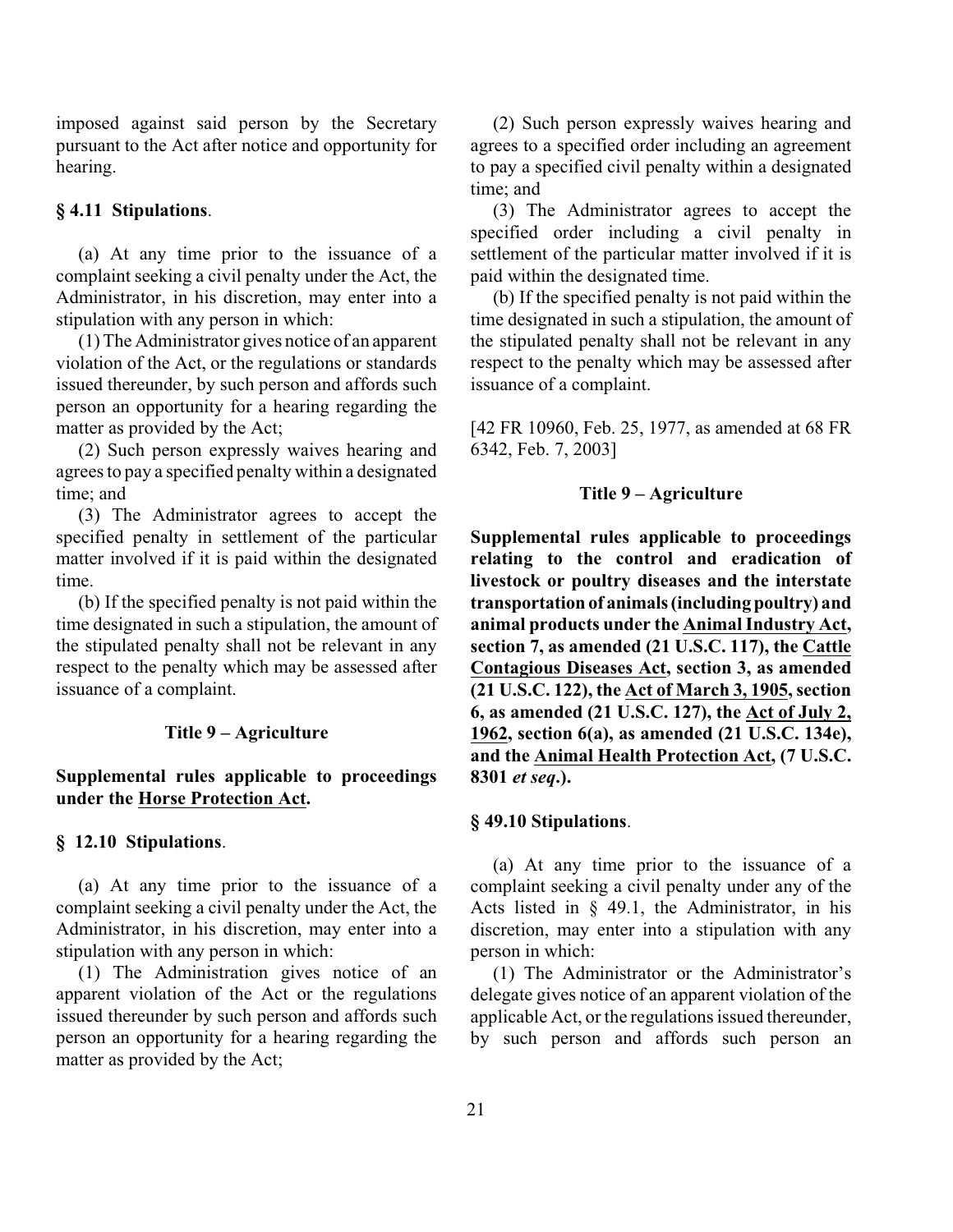imposed against said person by the Secretary pursuant to the Act after notice and opportunity for hearing.

**§ 4.11 Stipulations**.

(a) At any time prior to the issuance of a complaint seeking a civil penalty under the Act, the Administrator, in his discretion, may enter into a stipulation with any person in which:

(1) The Administrator gives notice of an apparent violation of the Act, or the regulations or standards issued thereunder, by such person and affords such person an opportunity for a hearing regarding the matter as provided by the Act;

(2) Such person expressly waives hearing and agrees to pay a specified penalty within a designated time; and

(3) The Administrator agrees to accept the specified penalty in settlement of the particular matter involved if it is paid within the designated time.

(b) If the specified penalty is not paid within the time designated in such a stipulation, the amount of the stipulated penalty shall not be relevant in any respect to the penalty which may be assessed after issuance of a complaint.

### Title 9 – Agriculture

**Supplemental rules applicable to proceedings under the Horse Protection Act.**

**§ 12.10 Stipulations**.

(a) At any time prior to the issuance of a complaint seeking a civil penalty under the Act, the Administrator, in his discretion, may enter into a stipulation with any person in which:

(1) The Administration gives notice of an apparent violation of the Act or the regulations issued thereunder by such person and affords such person an opportunity for a hearing regarding the matter as provided by the Act;

(2) Such person expressly waives hearing and agrees to a specified order including an agreement to pay a specified civil penalty within a designated time; and

(3) The Administrator agrees to accept the specified order including a civil penalty in settlement of the particular matter involved if it is paid within the designated time.

(b) If the specified penalty is not paid within the time designated in such a stipulation, the amount of the stipulated penalty shall not be relevant in any respect to the penalty which may be assessed after issuance of a complaint.

[42 FR 10960, Feb. 25, 1977, as amended at 68 FR 6342, Feb. 7, 2003]

### Title 9 – Agriculture

**Supplemental rules applicable to proceedings relating to the control and eradication of livestock or poultry diseases and the interstate transportation of animals (including poultry) and animal products under the Animal Industry Act, section 7, as amended (21 U.S.C. 117), the Cattle Contagious Diseases Act, section 3, as amended (21 U.S.C. 122), the Act of March 3, 1905, section 6, as amended (21 U.S.C. 127), the Act of July 2, 1962, section 6(a), as amended (21 U.S.C. 134e), and the Animal Health Protection Act, (7 U.S.C. 8301 *et seq*.).**

**§ 49.10 Stipulations**.

(a) At any time prior to the issuance of a complaint seeking a civil penalty under any of the Acts listed in § 49.1, the Administrator, in his discretion, may enter into a stipulation with any person in which:

(1) The Administrator or the Administrator's delegate gives notice of an apparent violation of the applicable Act, or the regulations issued thereunder, by such person and affords such person an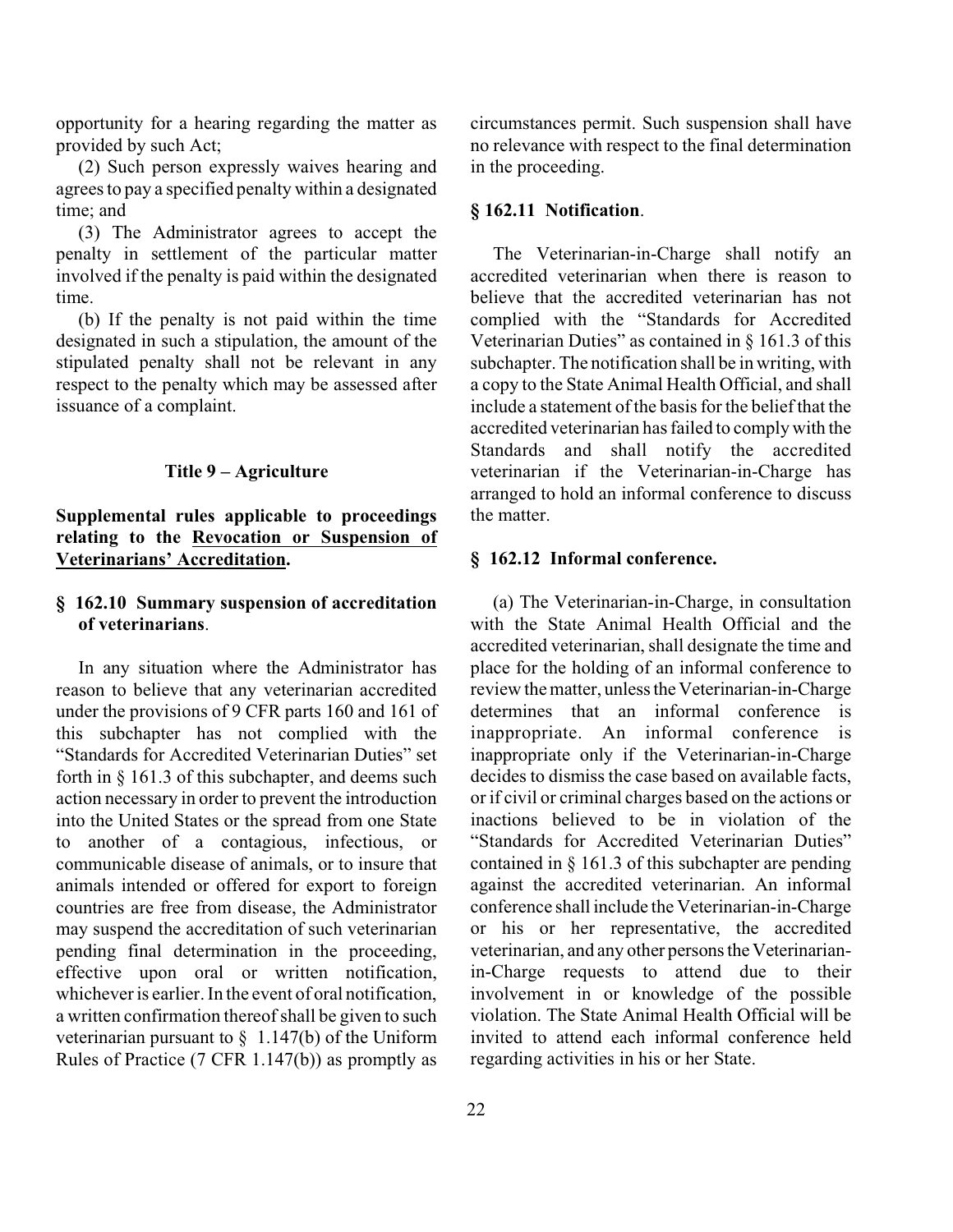opportunity for a hearing regarding the matter as provided by such Act;

(2) Such person expressly waives hearing and agrees to pay a specified penalty within a designated time; and

(3) The Administrator agrees to accept the penalty in settlement of the particular matter involved if the penalty is paid within the designated time.

(b) If the penalty is not paid within the time designated in such a stipulation, the amount of the stipulated penalty shall not be relevant in any respect to the penalty which may be assessed after issuance of a complaint.

## Title 9 – Agriculture

**Supplemental rules applicable to proceedings relating to the <u>Revocation or Suspension of Veterinarians' Accreditation</u>.**

### § 162.10 Summary suspension of accreditation of veterinarians.

In any situation where the Administrator has reason to believe that any veterinarian accredited under the provisions of 9 CFR parts 160 and 161 of this subchapter has not complied with the "Standards for Accredited Veterinarian Duties" set forth in § 161.3 of this subchapter, and deems such action necessary in order to prevent the introduction into the United States or the spread from one State to another of a contagious, infectious, or communicable disease of animals, or to insure that animals intended or offered for export to foreign countries are free from disease, the Administrator may suspend the accreditation of such veterinarian pending final determination in the proceeding, effective upon oral or written notification, whichever is earlier. In the event of oral notification, a written confirmation thereof shall be given to such veterinarian pursuant to § 1.147(b) of the Uniform Rules of Practice (7 CFR 1.147(b)) as promptly as circumstances permit. Such suspension shall have no relevance with respect to the final determination in the proceeding.

### § 162.11 Notification.

The Veterinarian-in-Charge shall notify an accredited veterinarian when there is reason to believe that the accredited veterinarian has not complied with the "Standards for Accredited Veterinarian Duties" as contained in § 161.3 of this subchapter. The notification shall be in writing, with a copy to the State Animal Health Official, and shall include a statement of the basis for the belief that the accredited veterinarian has failed to comply with the Standards and shall notify the accredited veterinarian if the Veterinarian-in-Charge has arranged to hold an informal conference to discuss the matter.

### § 162.12 Informal conference.

(a) The Veterinarian-in-Charge, in consultation with the State Animal Health Official and the accredited veterinarian, shall designate the time and place for the holding of an informal conference to review the matter, unless the Veterinarian-in-Charge determines that an informal conference is inappropriate. An informal conference is inappropriate only if the Veterinarian-in-Charge decides to dismiss the case based on available facts, or if civil or criminal charges based on the actions or inactions believed to be in violation of the "Standards for Accredited Veterinarian Duties" contained in § 161.3 of this subchapter are pending against the accredited veterinarian. An informal conference shall include the Veterinarian-in-Charge or his or her representative, the accredited veterinarian, and any other persons the Veterinarian-in-Charge requests to attend due to their involvement in or knowledge of the possible violation. The State Animal Health Official will be invited to attend each informal conference held regarding activities in his or her State.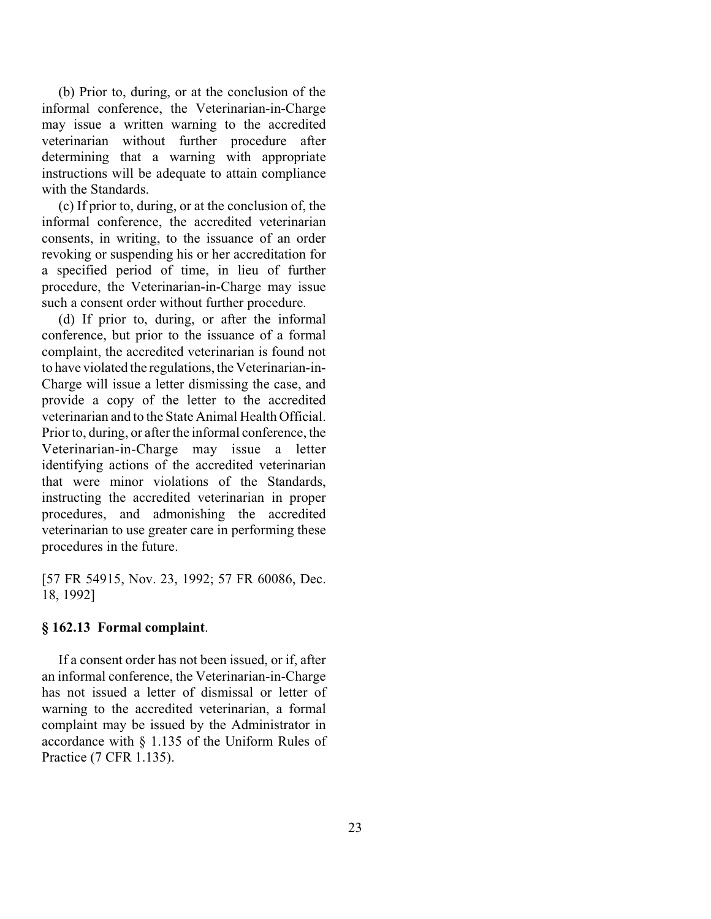(b) Prior to, during, or at the conclusion of the informal conference, the Veterinarian-in-Charge may issue a written warning to the accredited veterinarian without further procedure after determining that a warning with appropriate instructions will be adequate to attain compliance with the Standards.

(c) If prior to, during, or at the conclusion of, the informal conference, the accredited veterinarian consents, in writing, to the issuance of an order revoking or suspending his or her accreditation for a specified period of time, in lieu of further procedure, the Veterinarian-in-Charge may issue such a consent order without further procedure.

(d) If prior to, during, or after the informal conference, but prior to the issuance of a formal complaint, the accredited veterinarian is found not to have violated the regulations, the Veterinarian-in-Charge will issue a letter dismissing the case, and provide a copy of the letter to the accredited veterinarian and to the State Animal Health Official. Prior to, during, or after the informal conference, the Veterinarian-in-Charge may issue a letter identifying actions of the accredited veterinarian that were minor violations of the Standards, instructing the accredited veterinarian in proper procedures, and admonishing the accredited veterinarian to use greater care in performing these procedures in the future.

[57 FR 54915, Nov. 23, 1992; 57 FR 60086, Dec. 18, 1992]

### § 162.13 Formal complaint.

If a consent order has not been issued, or if, after an informal conference, the Veterinarian-in-Charge has not issued a letter of dismissal or letter of warning to the accredited veterinarian, a formal complaint may be issued by the Administrator in accordance with § 1.135 of the Uniform Rules of Practice (7 CFR 1.135).